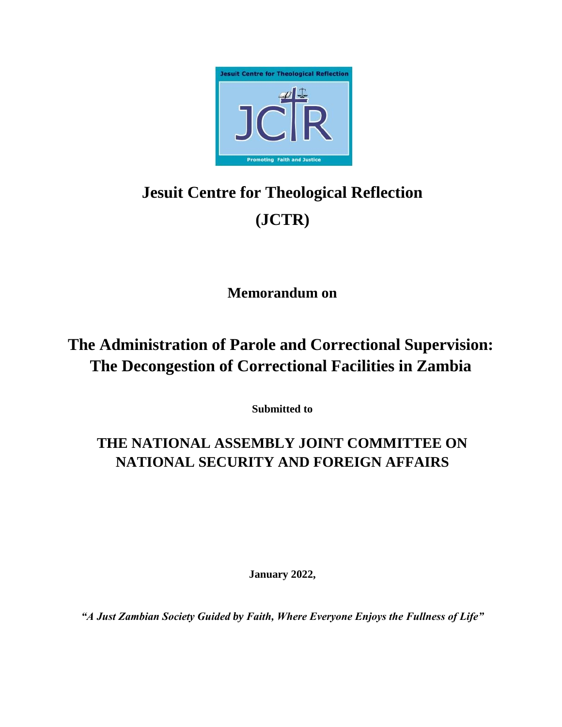# Jesuit Centre for Theological Reflection

# (JCTR)

**Memorandum on**

## The Administration of Parole and Correctional Supervision: The Decongestion of Correctional Facilities in Zambia

**Submitted to**

## THE NATIONAL ASSEMBLY JOINT COMMITTEE ON NATIONAL SECURITY AND FOREIGN AFFAIRS

**January 2022,**

***"A Just Zambian Society Guided by Faith, Where Everyone Enjoys the Fullness of Life"***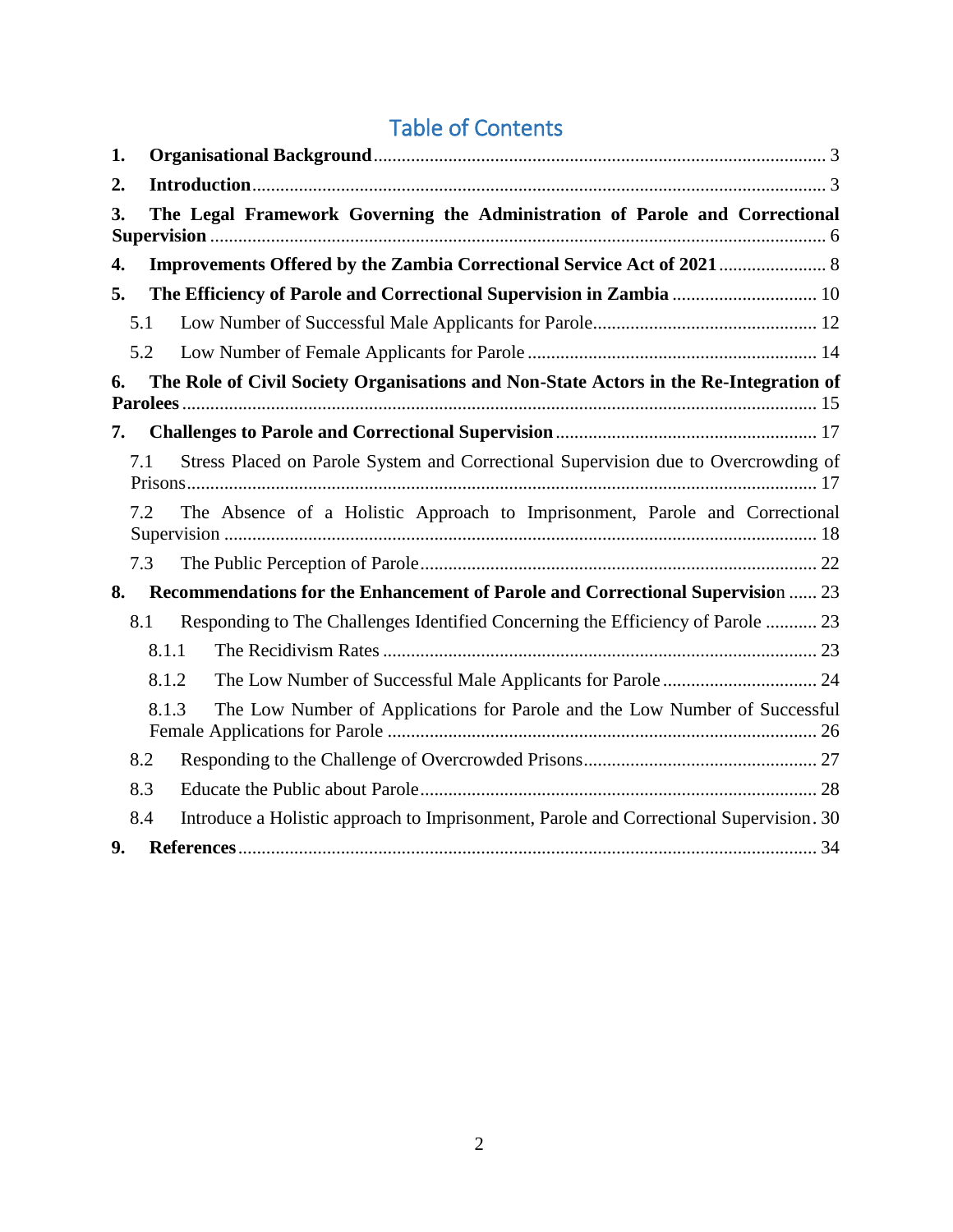# Table of Contents

1. **Organisational Background** ... 3
2. **Introduction** ... 3
3. **The Legal Framework Governing the Administration of Parole and Correctional Supervision** ... 6
4. **Improvements Offered by the Zambia Correctional Service Act of 2021** ... 8
5. **The Efficiency of Parole and Correctional Supervision in Zambia** ... 10
   - 5.1 Low Number of Successful Male Applicants for Parole ... 12
   - 5.2 Low Number of Female Applicants for Parole ... 14
6. **The Role of Civil Society Organisations and Non-State Actors in the Re-Integration of Parolees** ... 15
7. **Challenges to Parole and Correctional Supervision** ... 17
   - 7.1 Stress Placed on Parole System and Correctional Supervision due to Overcrowding of Prisons ... 17
   - 7.2 The Absence of a Holistic Approach to Imprisonment, Parole and Correctional Supervision ... 18
   - 7.3 The Public Perception of Parole ... 22
8. **Recommendations for the Enhancement of Parole and Correctional Supervisio**n ... 23
   - 8.1 Responding to The Challenges Identified Concerning the Efficiency of Parole ... 23
     - 8.1.1 The Recidivism Rates ... 23
     - 8.1.2 The Low Number of Successful Male Applicants for Parole ... 24
     - 8.1.3 The Low Number of Applications for Parole and the Low Number of Successful Female Applications for Parole ... 26
   - 8.2 Responding to the Challenge of Overcrowded Prisons ... 27
   - 8.3 Educate the Public about Parole ... 28
   - 8.4 Introduce a Holistic approach to Imprisonment, Parole and Correctional Supervision ... 30
9. **References** ... 34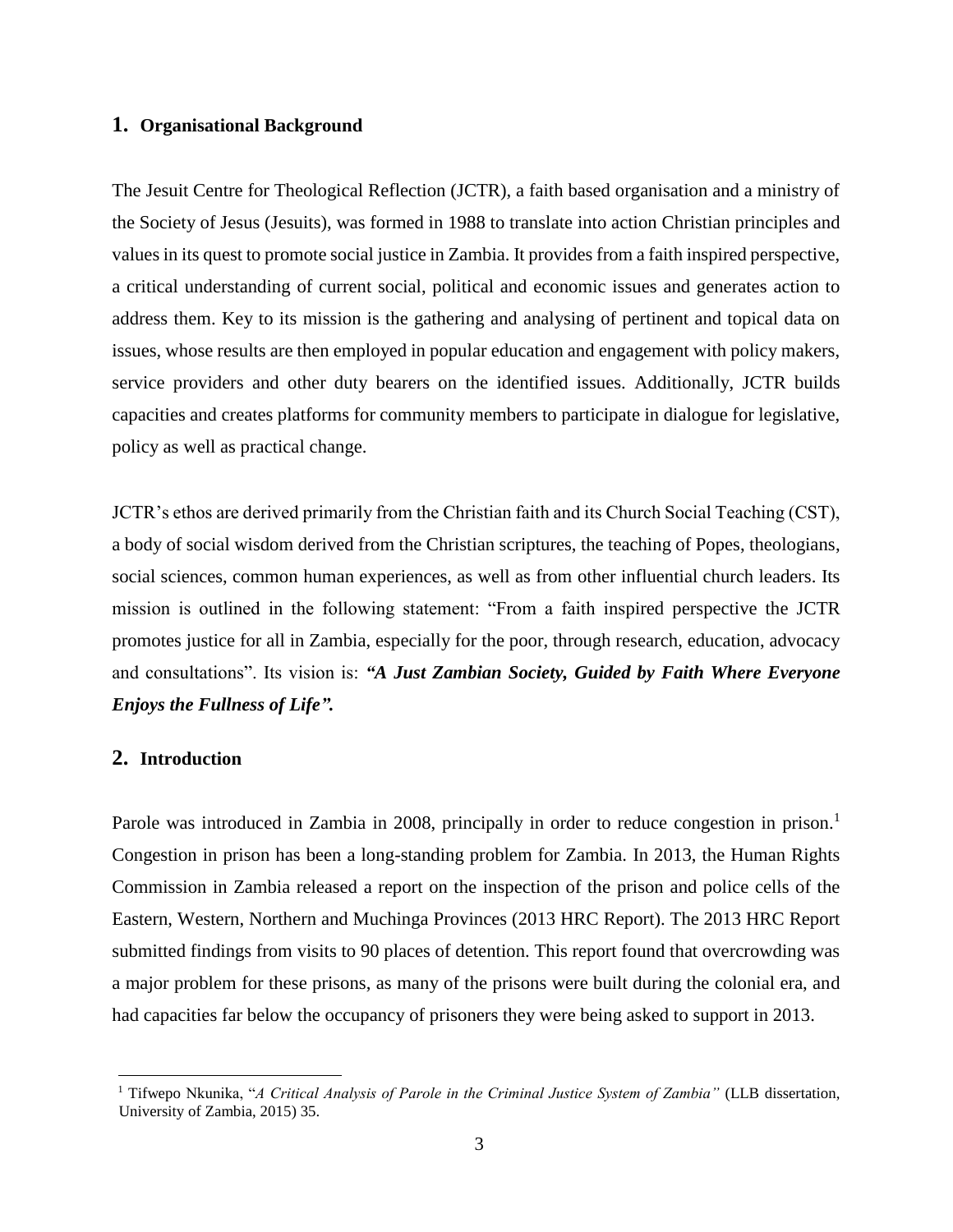## 1. Organisational Background

The Jesuit Centre for Theological Reflection (JCTR), a faith based organisation and a ministry of the Society of Jesus (Jesuits), was formed in 1988 to translate into action Christian principles and values in its quest to promote social justice in Zambia. It provides from a faith inspired perspective, a critical understanding of current social, political and economic issues and generates action to address them. Key to its mission is the gathering and analysing of pertinent and topical data on issues, whose results are then employed in popular education and engagement with policy makers, service providers and other duty bearers on the identified issues. Additionally, JCTR builds capacities and creates platforms for community members to participate in dialogue for legislative, policy as well as practical change.

JCTR's ethos are derived primarily from the Christian faith and its Church Social Teaching (CST), a body of social wisdom derived from the Christian scriptures, the teaching of Popes, theologians, social sciences, common human experiences, as well as from other influential church leaders. Its mission is outlined in the following statement: "From a faith inspired perspective the JCTR promotes justice for all in Zambia, especially for the poor, through research, education, advocacy and consultations". Its vision is: ***"A Just Zambian Society, Guided by Faith Where Everyone Enjoys the Fullness of Life".***

## 2. Introduction

Parole was introduced in Zambia in 2008, principally in order to reduce congestion in prison.[1] Congestion in prison has been a long-standing problem for Zambia. In 2013, the Human Rights Commission in Zambia released a report on the inspection of the prison and police cells of the Eastern, Western, Northern and Muchinga Provinces (2013 HRC Report). The 2013 HRC Report submitted findings from visits to 90 places of detention. This report found that overcrowding was a major problem for these prisons, as many of the prisons were built during the colonial era, and had capacities far below the occupancy of prisoners they were being asked to support in 2013.

[1] Tifwepo Nkunika, "*A Critical Analysis of Parole in the Criminal Justice System of Zambia"* (LLB dissertation, University of Zambia, 2015) 35.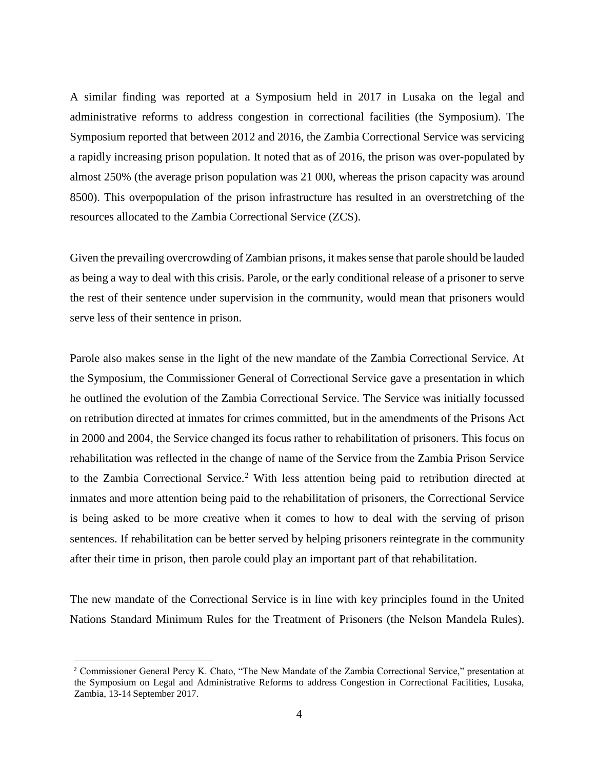A similar finding was reported at a Symposium held in 2017 in Lusaka on the legal and administrative reforms to address congestion in correctional facilities (the Symposium). The Symposium reported that between 2012 and 2016, the Zambia Correctional Service was servicing a rapidly increasing prison population. It noted that as of 2016, the prison was over-populated by almost 250% (the average prison population was 21 000, whereas the prison capacity was around 8500). This overpopulation of the prison infrastructure has resulted in an overstretching of the resources allocated to the Zambia Correctional Service (ZCS).

Given the prevailing overcrowding of Zambian prisons, it makes sense that parole should be lauded as being a way to deal with this crisis. Parole, or the early conditional release of a prisoner to serve the rest of their sentence under supervision in the community, would mean that prisoners would serve less of their sentence in prison.

Parole also makes sense in the light of the new mandate of the Zambia Correctional Service. At the Symposium, the Commissioner General of Correctional Service gave a presentation in which he outlined the evolution of the Zambia Correctional Service. The Service was initially focussed on retribution directed at inmates for crimes committed, but in the amendments of the Prisons Act in 2000 and 2004, the Service changed its focus rather to rehabilitation of prisoners. This focus on rehabilitation was reflected in the change of name of the Service from the Zambia Prison Service to the Zambia Correctional Service.[2] With less attention being paid to retribution directed at inmates and more attention being paid to the rehabilitation of prisoners, the Correctional Service is being asked to be more creative when it comes to how to deal with the serving of prison sentences. If rehabilitation can be better served by helping prisoners reintegrate in the community after their time in prison, then parole could play an important part of that rehabilitation.

The new mandate of the Correctional Service is in line with key principles found in the United Nations Standard Minimum Rules for the Treatment of Prisoners (the Nelson Mandela Rules).

[2] Commissioner General Percy K. Chato, "The New Mandate of the Zambia Correctional Service," presentation at the Symposium on Legal and Administrative Reforms to address Congestion in Correctional Facilities, Lusaka, Zambia, 13-14 September 2017.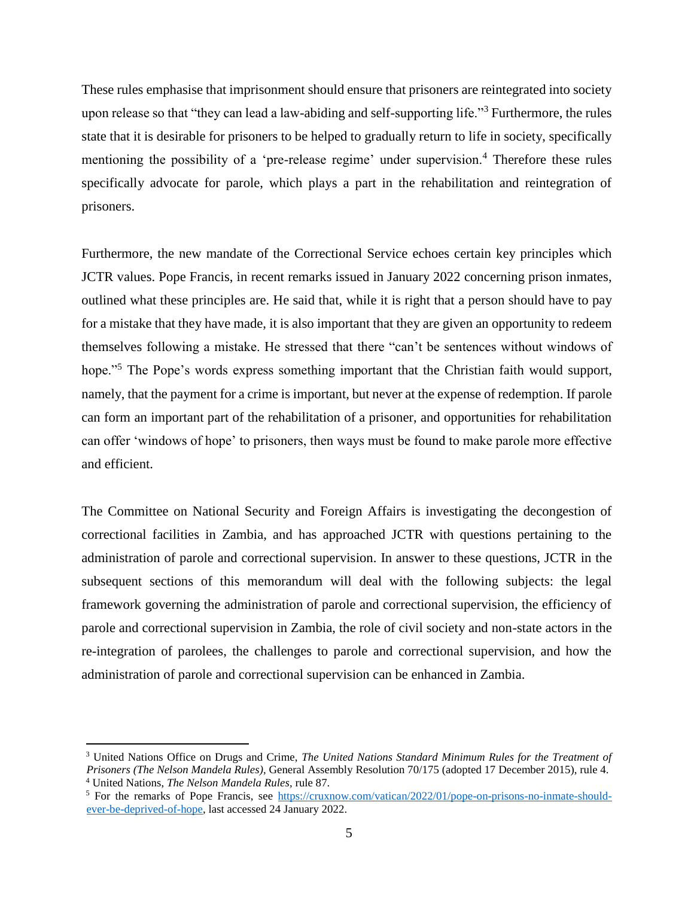These rules emphasise that imprisonment should ensure that prisoners are reintegrated into society upon release so that "they can lead a law-abiding and self-supporting life."[3] Furthermore, the rules state that it is desirable for prisoners to be helped to gradually return to life in society, specifically mentioning the possibility of a 'pre-release regime' under supervision.[4] Therefore these rules specifically advocate for parole, which plays a part in the rehabilitation and reintegration of prisoners.

Furthermore, the new mandate of the Correctional Service echoes certain key principles which JCTR values. Pope Francis, in recent remarks issued in January 2022 concerning prison inmates, outlined what these principles are. He said that, while it is right that a person should have to pay for a mistake that they have made, it is also important that they are given an opportunity to redeem themselves following a mistake. He stressed that there "can't be sentences without windows of hope."[5] The Pope's words express something important that the Christian faith would support, namely, that the payment for a crime is important, but never at the expense of redemption. If parole can form an important part of the rehabilitation of a prisoner, and opportunities for rehabilitation can offer 'windows of hope' to prisoners, then ways must be found to make parole more effective and efficient.

The Committee on National Security and Foreign Affairs is investigating the decongestion of correctional facilities in Zambia, and has approached JCTR with questions pertaining to the administration of parole and correctional supervision. In answer to these questions, JCTR in the subsequent sections of this memorandum will deal with the following subjects: the legal framework governing the administration of parole and correctional supervision, the efficiency of parole and correctional supervision in Zambia, the role of civil society and non-state actors in the re-integration of parolees, the challenges to parole and correctional supervision, and how the administration of parole and correctional supervision can be enhanced in Zambia.

---

[3] United Nations Office on Drugs and Crime, *The United Nations Standard Minimum Rules for the Treatment of Prisoners (The Nelson Mandela Rules)*, General Assembly Resolution 70/175 (adopted 17 December 2015), rule 4.

[4] United Nations, *The Nelson Mandela Rules*, rule 87.

[5] For the remarks of Pope Francis, see https://cruxnow.com/vatican/2022/01/pope-on-prisons-no-inmate-should-ever-be-deprived-of-hope, last accessed 24 January 2022.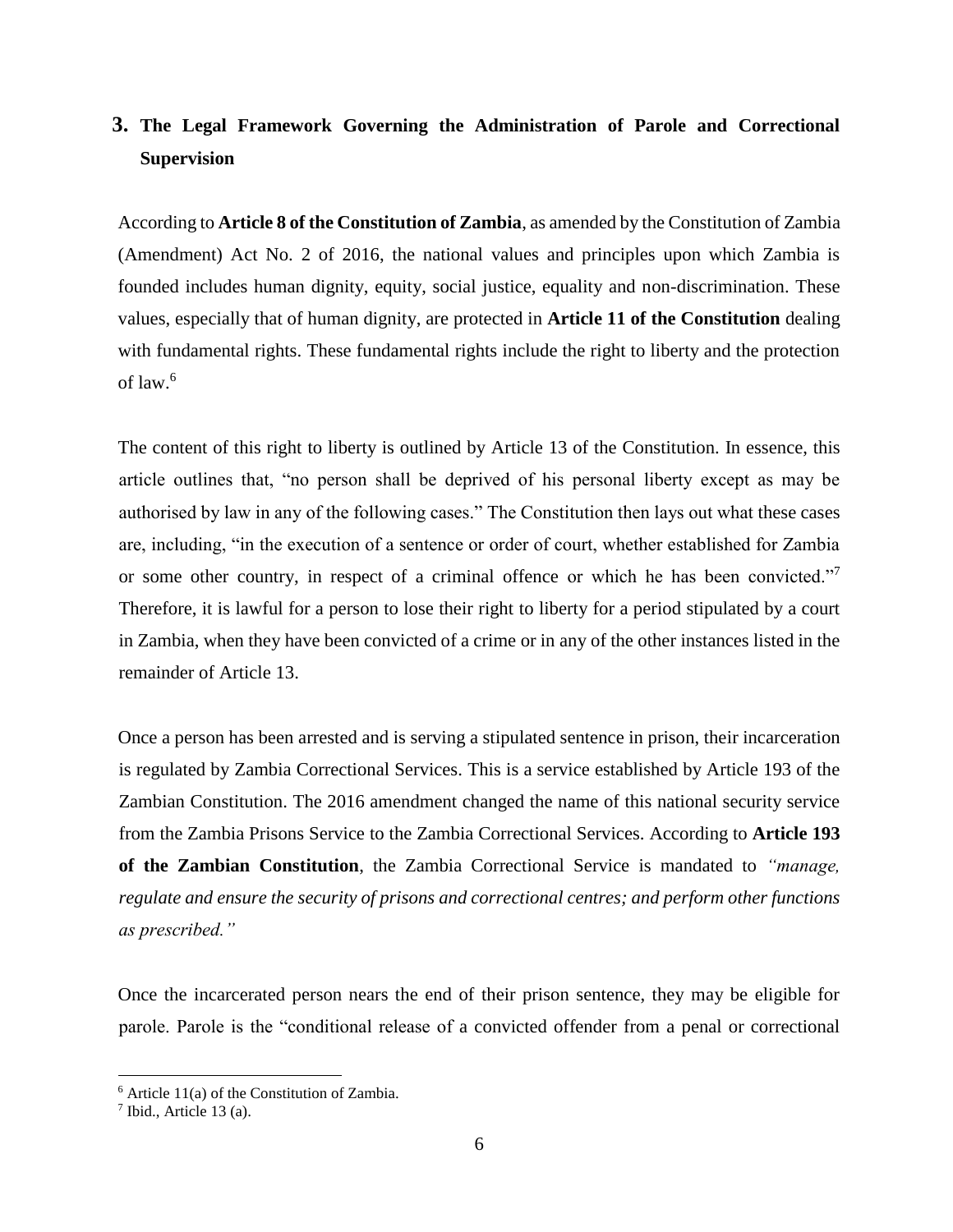## 3. The Legal Framework Governing the Administration of Parole and Correctional Supervision

According to **Article 8 of the Constitution of Zambia**, as amended by the Constitution of Zambia (Amendment) Act No. 2 of 2016, the national values and principles upon which Zambia is founded includes human dignity, equity, social justice, equality and non-discrimination. These values, especially that of human dignity, are protected in **Article 11 of the Constitution** dealing with fundamental rights. These fundamental rights include the right to liberty and the protection of law.[6]

The content of this right to liberty is outlined by Article 13 of the Constitution. In essence, this article outlines that, "no person shall be deprived of his personal liberty except as may be authorised by law in any of the following cases." The Constitution then lays out what these cases are, including, "in the execution of a sentence or order of court, whether established for Zambia or some other country, in respect of a criminal offence or which he has been convicted."[7] Therefore, it is lawful for a person to lose their right to liberty for a period stipulated by a court in Zambia, when they have been convicted of a crime or in any of the other instances listed in the remainder of Article 13.

Once a person has been arrested and is serving a stipulated sentence in prison, their incarceration is regulated by Zambia Correctional Services. This is a service established by Article 193 of the Zambian Constitution. The 2016 amendment changed the name of this national security service from the Zambia Prisons Service to the Zambia Correctional Services. According to **Article 193 of the Zambian Constitution**, the Zambia Correctional Service is mandated to *"manage, regulate and ensure the security of prisons and correctional centres; and perform other functions as prescribed."*

Once the incarcerated person nears the end of their prison sentence, they may be eligible for parole. Parole is the "conditional release of a convicted offender from a penal or correctional

---

[6] Article 11(a) of the Constitution of Zambia.

[7] Ibid., Article 13 (a).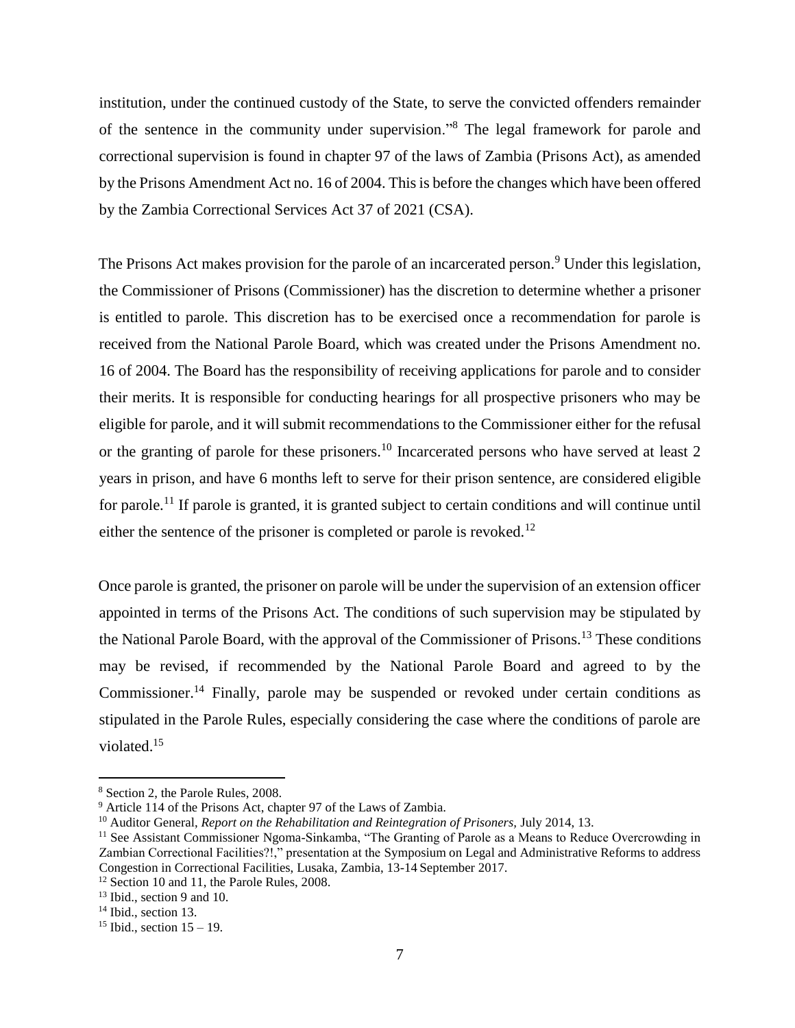institution, under the continued custody of the State, to serve the convicted offenders remainder of the sentence in the community under supervision."[8] The legal framework for parole and correctional supervision is found in chapter 97 of the laws of Zambia (Prisons Act), as amended by the Prisons Amendment Act no. 16 of 2004. This is before the changes which have been offered by the Zambia Correctional Services Act 37 of 2021 (CSA).

The Prisons Act makes provision for the parole of an incarcerated person.[9] Under this legislation, the Commissioner of Prisons (Commissioner) has the discretion to determine whether a prisoner is entitled to parole. This discretion has to be exercised once a recommendation for parole is received from the National Parole Board, which was created under the Prisons Amendment no. 16 of 2004. The Board has the responsibility of receiving applications for parole and to consider their merits. It is responsible for conducting hearings for all prospective prisoners who may be eligible for parole, and it will submit recommendations to the Commissioner either for the refusal or the granting of parole for these prisoners.[10] Incarcerated persons who have served at least 2 years in prison, and have 6 months left to serve for their prison sentence, are considered eligible for parole.[11] If parole is granted, it is granted subject to certain conditions and will continue until either the sentence of the prisoner is completed or parole is revoked.[12]

Once parole is granted, the prisoner on parole will be under the supervision of an extension officer appointed in terms of the Prisons Act. The conditions of such supervision may be stipulated by the National Parole Board, with the approval of the Commissioner of Prisons.[13] These conditions may be revised, if recommended by the National Parole Board and agreed to by the Commissioner.[14] Finally, parole may be suspended or revoked under certain conditions as stipulated in the Parole Rules, especially considering the case where the conditions of parole are violated.[15]

---

[8] Section 2, the Parole Rules, 2008.

[9] Article 114 of the Prisons Act, chapter 97 of the Laws of Zambia.

[10] Auditor General, *Report on the Rehabilitation and Reintegration of Prisoners,* July 2014, 13.

[11] See Assistant Commissioner Ngoma-Sinkamba, "The Granting of Parole as a Means to Reduce Overcrowding in Zambian Correctional Facilities?!," presentation at the Symposium on Legal and Administrative Reforms to address Congestion in Correctional Facilities, Lusaka, Zambia, 13-14 September 2017.

[12] Section 10 and 11, the Parole Rules, 2008.

[13] Ibid., section 9 and 10.

[14] Ibid., section 13.

[15] Ibid., section 15 – 19.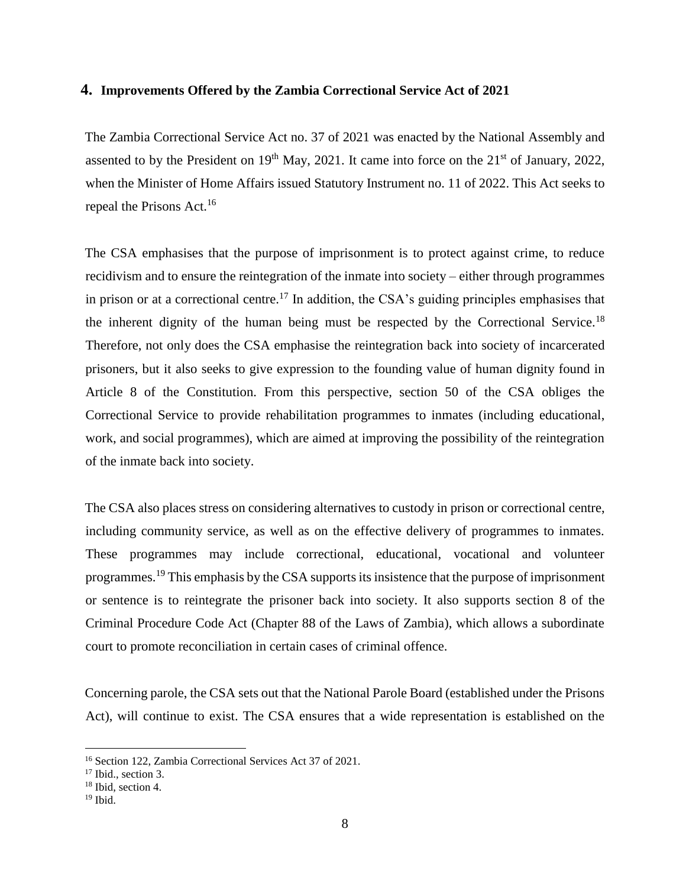## 4. Improvements Offered by the Zambia Correctional Service Act of 2021

The Zambia Correctional Service Act no. 37 of 2021 was enacted by the National Assembly and assented to by the President on 19th May, 2021. It came into force on the 21st of January, 2022, when the Minister of Home Affairs issued Statutory Instrument no. 11 of 2022. This Act seeks to repeal the Prisons Act.[16]

The CSA emphasises that the purpose of imprisonment is to protect against crime, to reduce recidivism and to ensure the reintegration of the inmate into society – either through programmes in prison or at a correctional centre.[17] In addition, the CSA's guiding principles emphasises that the inherent dignity of the human being must be respected by the Correctional Service.[18] Therefore, not only does the CSA emphasise the reintegration back into society of incarcerated prisoners, but it also seeks to give expression to the founding value of human dignity found in Article 8 of the Constitution. From this perspective, section 50 of the CSA obliges the Correctional Service to provide rehabilitation programmes to inmates (including educational, work, and social programmes), which are aimed at improving the possibility of the reintegration of the inmate back into society.

The CSA also places stress on considering alternatives to custody in prison or correctional centre, including community service, as well as on the effective delivery of programmes to inmates. These programmes may include correctional, educational, vocational and volunteer programmes.[19] This emphasis by the CSA supports its insistence that the purpose of imprisonment or sentence is to reintegrate the prisoner back into society. It also supports section 8 of the Criminal Procedure Code Act (Chapter 88 of the Laws of Zambia), which allows a subordinate court to promote reconciliation in certain cases of criminal offence.

Concerning parole, the CSA sets out that the National Parole Board (established under the Prisons Act), will continue to exist. The CSA ensures that a wide representation is established on the

---

[16] Section 122, Zambia Correctional Services Act 37 of 2021.

[17] Ibid., section 3.

[18] Ibid, section 4.

[19] Ibid.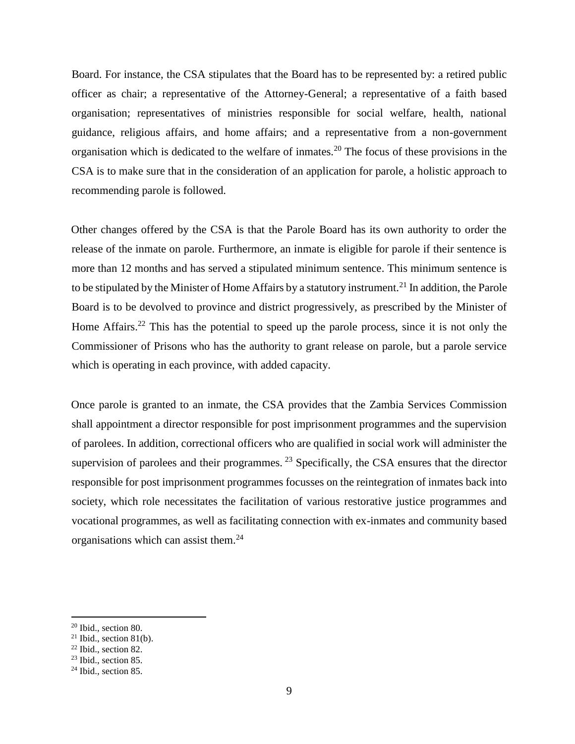Board. For instance, the CSA stipulates that the Board has to be represented by: a retired public officer as chair; a representative of the Attorney-General; a representative of a faith based organisation; representatives of ministries responsible for social welfare, health, national guidance, religious affairs, and home affairs; and a representative from a non-government organisation which is dedicated to the welfare of inmates.[20] The focus of these provisions in the CSA is to make sure that in the consideration of an application for parole, a holistic approach to recommending parole is followed.

Other changes offered by the CSA is that the Parole Board has its own authority to order the release of the inmate on parole. Furthermore, an inmate is eligible for parole if their sentence is more than 12 months and has served a stipulated minimum sentence. This minimum sentence is to be stipulated by the Minister of Home Affairs by a statutory instrument.[21] In addition, the Parole Board is to be devolved to province and district progressively, as prescribed by the Minister of Home Affairs.[22] This has the potential to speed up the parole process, since it is not only the Commissioner of Prisons who has the authority to grant release on parole, but a parole service which is operating in each province, with added capacity.

Once parole is granted to an inmate, the CSA provides that the Zambia Services Commission shall appointment a director responsible for post imprisonment programmes and the supervision of parolees. In addition, correctional officers who are qualified in social work will administer the supervision of parolees and their programmes. [23] Specifically, the CSA ensures that the director responsible for post imprisonment programmes focusses on the reintegration of inmates back into society, which role necessitates the facilitation of various restorative justice programmes and vocational programmes, as well as facilitating connection with ex-inmates and community based organisations which can assist them.[24]

---

[20] Ibid., section 80.
[21] Ibid., section 81(b).
[22] Ibid., section 82.
[23] Ibid., section 85.
[24] Ibid., section 85.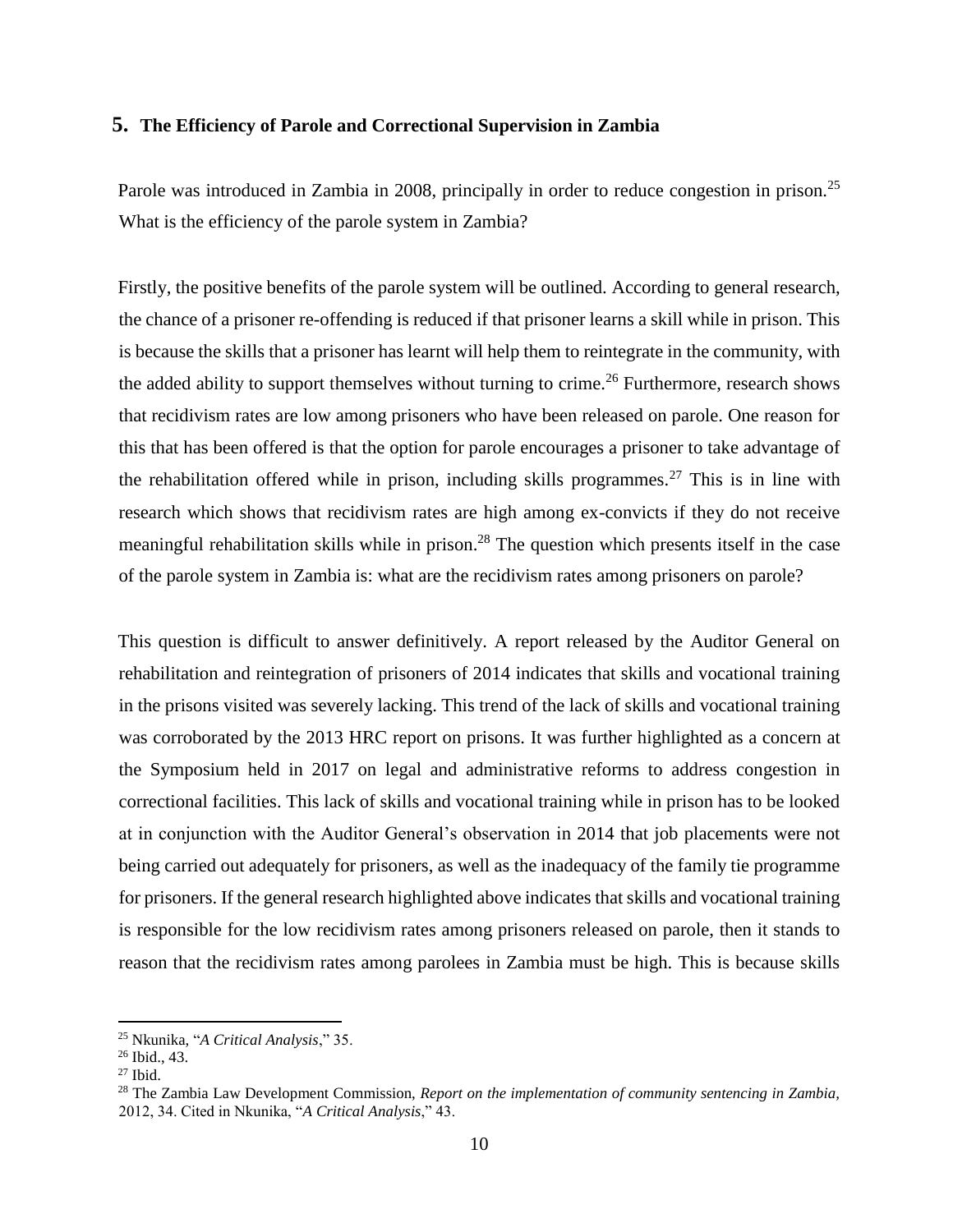## 5. The Efficiency of Parole and Correctional Supervision in Zambia

Parole was introduced in Zambia in 2008, principally in order to reduce congestion in prison.[25] What is the efficiency of the parole system in Zambia?

Firstly, the positive benefits of the parole system will be outlined. According to general research, the chance of a prisoner re-offending is reduced if that prisoner learns a skill while in prison. This is because the skills that a prisoner has learnt will help them to reintegrate in the community, with the added ability to support themselves without turning to crime.[26] Furthermore, research shows that recidivism rates are low among prisoners who have been released on parole. One reason for this that has been offered is that the option for parole encourages a prisoner to take advantage of the rehabilitation offered while in prison, including skills programmes.[27] This is in line with research which shows that recidivism rates are high among ex-convicts if they do not receive meaningful rehabilitation skills while in prison.[28] The question which presents itself in the case of the parole system in Zambia is: what are the recidivism rates among prisoners on parole?

This question is difficult to answer definitively. A report released by the Auditor General on rehabilitation and reintegration of prisoners of 2014 indicates that skills and vocational training in the prisons visited was severely lacking. This trend of the lack of skills and vocational training was corroborated by the 2013 HRC report on prisons. It was further highlighted as a concern at the Symposium held in 2017 on legal and administrative reforms to address congestion in correctional facilities. This lack of skills and vocational training while in prison has to be looked at in conjunction with the Auditor General's observation in 2014 that job placements were not being carried out adequately for prisoners, as well as the inadequacy of the family tie programme for prisoners. If the general research highlighted above indicates that skills and vocational training is responsible for the low recidivism rates among prisoners released on parole, then it stands to reason that the recidivism rates among parolees in Zambia must be high. This is because skills

---

[25] Nkunika, "*A Critical Analysis*," 35.

[26] Ibid., 43.

[27] Ibid.

[28] The Zambia Law Development Commission, *Report on the implementation of community sentencing in Zambia,* 2012, 34. Cited in Nkunika, "*A Critical Analysis*," 43.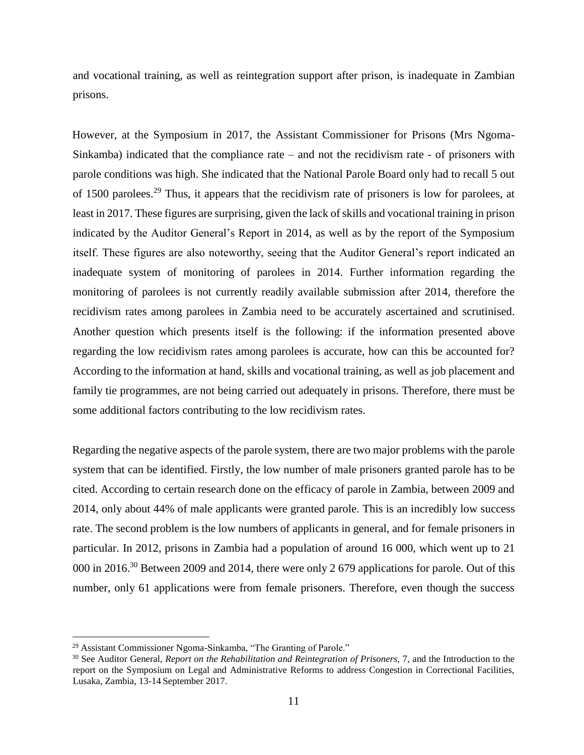and vocational training, as well as reintegration support after prison, is inadequate in Zambian prisons.

However, at the Symposium in 2017, the Assistant Commissioner for Prisons (Mrs Ngoma-Sinkamba) indicated that the compliance rate – and not the recidivism rate - of prisoners with parole conditions was high. She indicated that the National Parole Board only had to recall 5 out of 1500 parolees.[29] Thus, it appears that the recidivism rate of prisoners is low for parolees, at least in 2017. These figures are surprising, given the lack of skills and vocational training in prison indicated by the Auditor General's Report in 2014, as well as by the report of the Symposium itself. These figures are also noteworthy, seeing that the Auditor General's report indicated an inadequate system of monitoring of parolees in 2014. Further information regarding the monitoring of parolees is not currently readily available submission after 2014, therefore the recidivism rates among parolees in Zambia need to be accurately ascertained and scrutinised. Another question which presents itself is the following: if the information presented above regarding the low recidivism rates among parolees is accurate, how can this be accounted for? According to the information at hand, skills and vocational training, as well as job placement and family tie programmes, are not being carried out adequately in prisons. Therefore, there must be some additional factors contributing to the low recidivism rates.

Regarding the negative aspects of the parole system, there are two major problems with the parole system that can be identified. Firstly, the low number of male prisoners granted parole has to be cited. According to certain research done on the efficacy of parole in Zambia, between 2009 and 2014, only about 44% of male applicants were granted parole. This is an incredibly low success rate. The second problem is the low numbers of applicants in general, and for female prisoners in particular. In 2012, prisons in Zambia had a population of around 16 000, which went up to 21 000 in 2016.[30] Between 2009 and 2014, there were only 2 679 applications for parole. Out of this number, only 61 applications were from female prisoners. Therefore, even though the success

---

[29] Assistant Commissioner Ngoma-Sinkamba, "The Granting of Parole."

[30] See Auditor General, *Report on the Rehabilitation and Reintegration of Prisoners*, 7, and the Introduction to the report on the Symposium on Legal and Administrative Reforms to address Congestion in Correctional Facilities, Lusaka, Zambia, 13-14 September 2017.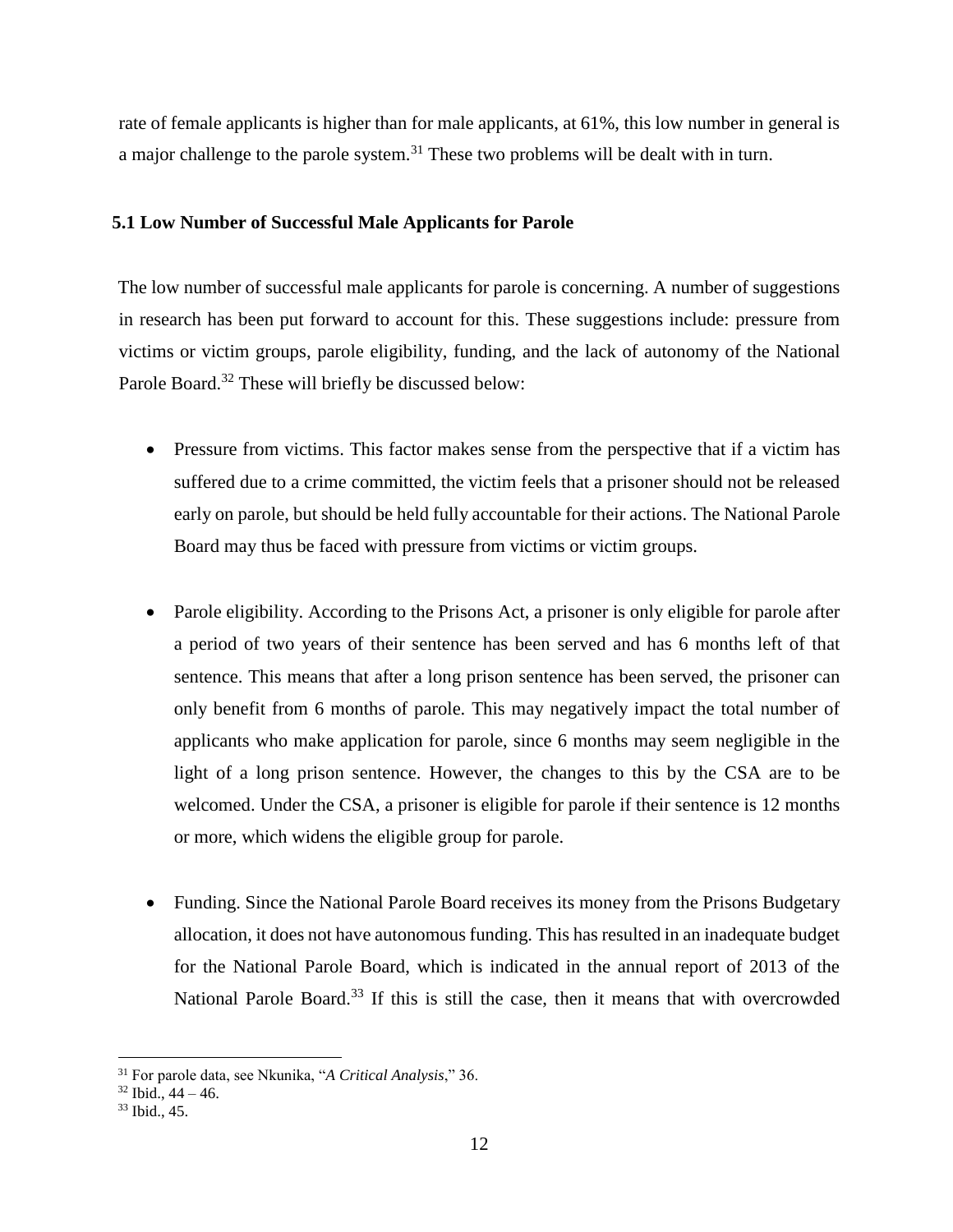rate of female applicants is higher than for male applicants, at 61%, this low number in general is a major challenge to the parole system.[31] These two problems will be dealt with in turn.

### 5.1 Low Number of Successful Male Applicants for Parole

The low number of successful male applicants for parole is concerning. A number of suggestions in research has been put forward to account for this. These suggestions include: pressure from victims or victim groups, parole eligibility, funding, and the lack of autonomy of the National Parole Board.[32] These will briefly be discussed below:

- Pressure from victims. This factor makes sense from the perspective that if a victim has suffered due to a crime committed, the victim feels that a prisoner should not be released early on parole, but should be held fully accountable for their actions. The National Parole Board may thus be faced with pressure from victims or victim groups.

- Parole eligibility. According to the Prisons Act, a prisoner is only eligible for parole after a period of two years of their sentence has been served and has 6 months left of that sentence. This means that after a long prison sentence has been served, the prisoner can only benefit from 6 months of parole. This may negatively impact the total number of applicants who make application for parole, since 6 months may seem negligible in the light of a long prison sentence. However, the changes to this by the CSA are to be welcomed. Under the CSA, a prisoner is eligible for parole if their sentence is 12 months or more, which widens the eligible group for parole.

- Funding. Since the National Parole Board receives its money from the Prisons Budgetary allocation, it does not have autonomous funding. This has resulted in an inadequate budget for the National Parole Board, which is indicated in the annual report of 2013 of the National Parole Board.[33] If this is still the case, then it means that with overcrowded

---

[31] For parole data, see Nkunika, "*A Critical Analysis*," 36.

[32] Ibid., 44 – 46.

[33] Ibid., 45.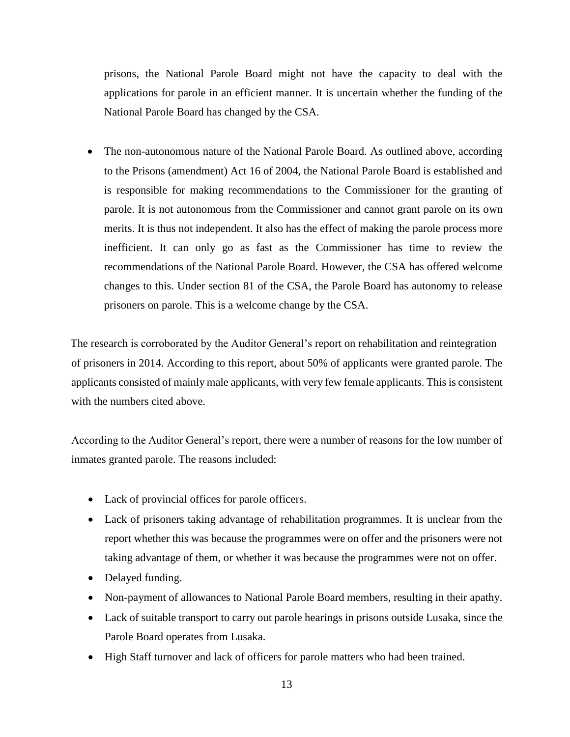prisons, the National Parole Board might not have the capacity to deal with the applications for parole in an efficient manner. It is uncertain whether the funding of the National Parole Board has changed by the CSA.

- The non-autonomous nature of the National Parole Board. As outlined above, according to the Prisons (amendment) Act 16 of 2004, the National Parole Board is established and is responsible for making recommendations to the Commissioner for the granting of parole. It is not autonomous from the Commissioner and cannot grant parole on its own merits. It is thus not independent. It also has the effect of making the parole process more inefficient. It can only go as fast as the Commissioner has time to review the recommendations of the National Parole Board. However, the CSA has offered welcome changes to this. Under section 81 of the CSA, the Parole Board has autonomy to release prisoners on parole. This is a welcome change by the CSA.

The research is corroborated by the Auditor General's report on rehabilitation and reintegration of prisoners in 2014. According to this report, about 50% of applicants were granted parole. The applicants consisted of mainly male applicants, with very few female applicants. This is consistent with the numbers cited above.

According to the Auditor General's report, there were a number of reasons for the low number of inmates granted parole. The reasons included:

- Lack of provincial offices for parole officers.
- Lack of prisoners taking advantage of rehabilitation programmes. It is unclear from the report whether this was because the programmes were on offer and the prisoners were not taking advantage of them, or whether it was because the programmes were not on offer.
- Delayed funding.
- Non-payment of allowances to National Parole Board members, resulting in their apathy.
- Lack of suitable transport to carry out parole hearings in prisons outside Lusaka, since the Parole Board operates from Lusaka.
- High Staff turnover and lack of officers for parole matters who had been trained.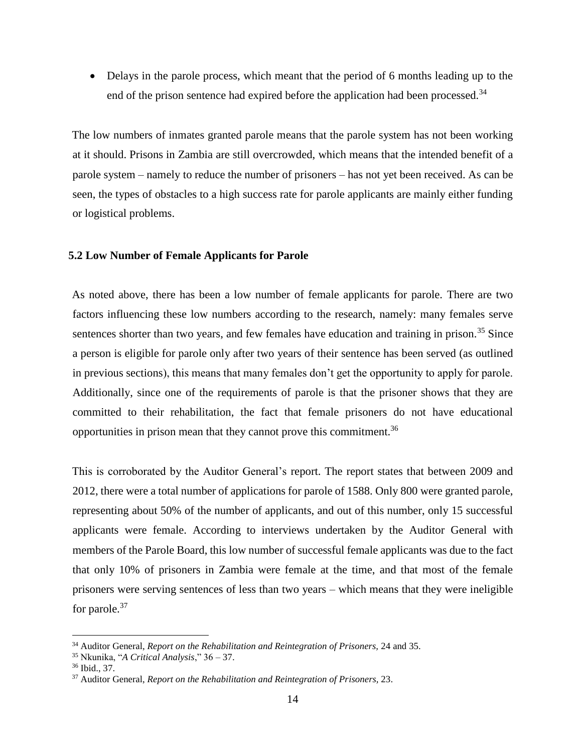- Delays in the parole process, which meant that the period of 6 months leading up to the end of the prison sentence had expired before the application had been processed.[34]

The low numbers of inmates granted parole means that the parole system has not been working at it should. Prisons in Zambia are still overcrowded, which means that the intended benefit of a parole system – namely to reduce the number of prisoners – has not yet been received. As can be seen, the types of obstacles to a high success rate for parole applicants are mainly either funding or logistical problems.

### 5.2 Low Number of Female Applicants for Parole

As noted above, there has been a low number of female applicants for parole. There are two factors influencing these low numbers according to the research, namely: many females serve sentences shorter than two years, and few females have education and training in prison.[35] Since a person is eligible for parole only after two years of their sentence has been served (as outlined in previous sections), this means that many females don't get the opportunity to apply for parole. Additionally, since one of the requirements of parole is that the prisoner shows that they are committed to their rehabilitation, the fact that female prisoners do not have educational opportunities in prison mean that they cannot prove this commitment.[36]

This is corroborated by the Auditor General's report. The report states that between 2009 and 2012, there were a total number of applications for parole of 1588. Only 800 were granted parole, representing about 50% of the number of applicants, and out of this number, only 15 successful applicants were female. According to interviews undertaken by the Auditor General with members of the Parole Board, this low number of successful female applicants was due to the fact that only 10% of prisoners in Zambia were female at the time, and that most of the female prisoners were serving sentences of less than two years – which means that they were ineligible for parole.[37]

---

[34] Auditor General, *Report on the Rehabilitation and Reintegration of Prisoners,* 24 and 35.

[35] Nkunika, "*A Critical Analysis*," 36 – 37.

[36] Ibid., 37.

[37] Auditor General, *Report on the Rehabilitation and Reintegration of Prisoners,* 23.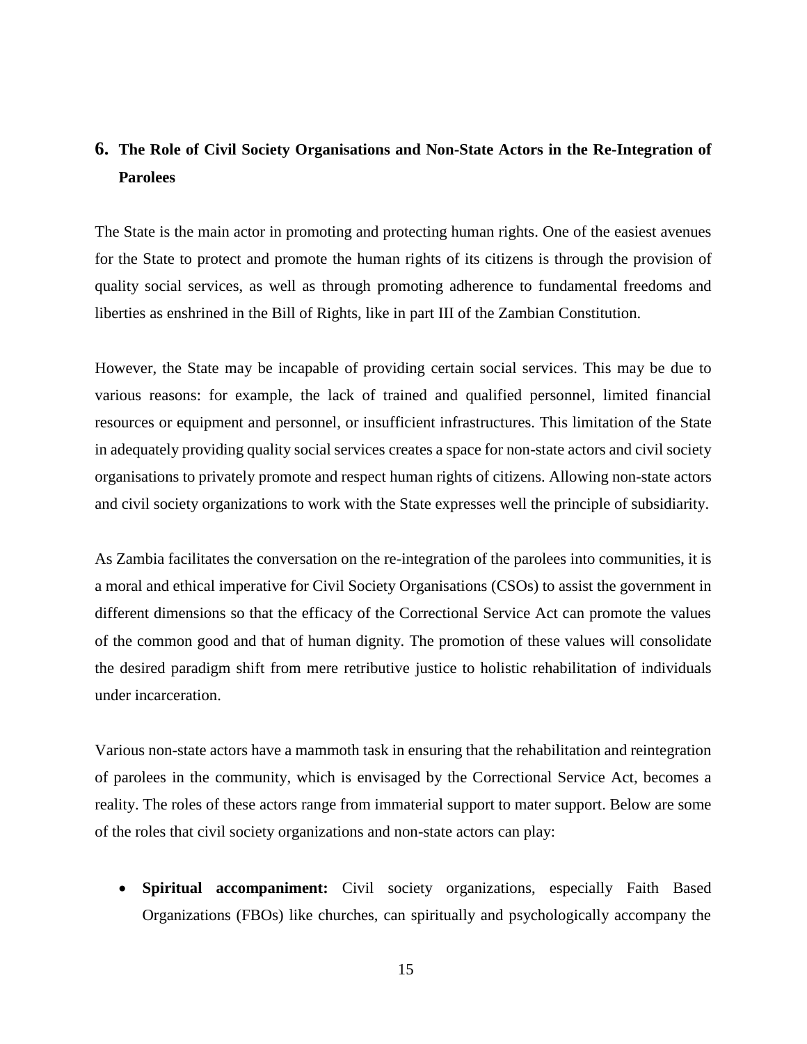## 6. The Role of Civil Society Organisations and Non-State Actors in the Re-Integration of Parolees

The State is the main actor in promoting and protecting human rights. One of the easiest avenues for the State to protect and promote the human rights of its citizens is through the provision of quality social services, as well as through promoting adherence to fundamental freedoms and liberties as enshrined in the Bill of Rights, like in part III of the Zambian Constitution.

However, the State may be incapable of providing certain social services. This may be due to various reasons: for example, the lack of trained and qualified personnel, limited financial resources or equipment and personnel, or insufficient infrastructures. This limitation of the State in adequately providing quality social services creates a space for non-state actors and civil society organisations to privately promote and respect human rights of citizens. Allowing non-state actors and civil society organizations to work with the State expresses well the principle of subsidiarity.

As Zambia facilitates the conversation on the re-integration of the parolees into communities, it is a moral and ethical imperative for Civil Society Organisations (CSOs) to assist the government in different dimensions so that the efficacy of the Correctional Service Act can promote the values of the common good and that of human dignity. The promotion of these values will consolidate the desired paradigm shift from mere retributive justice to holistic rehabilitation of individuals under incarceration.

Various non-state actors have a mammoth task in ensuring that the rehabilitation and reintegration of parolees in the community, which is envisaged by the Correctional Service Act, becomes a reality. The roles of these actors range from immaterial support to mater support. Below are some of the roles that civil society organizations and non-state actors can play:

- **Spiritual accompaniment:** Civil society organizations, especially Faith Based Organizations (FBOs) like churches, can spiritually and psychologically accompany the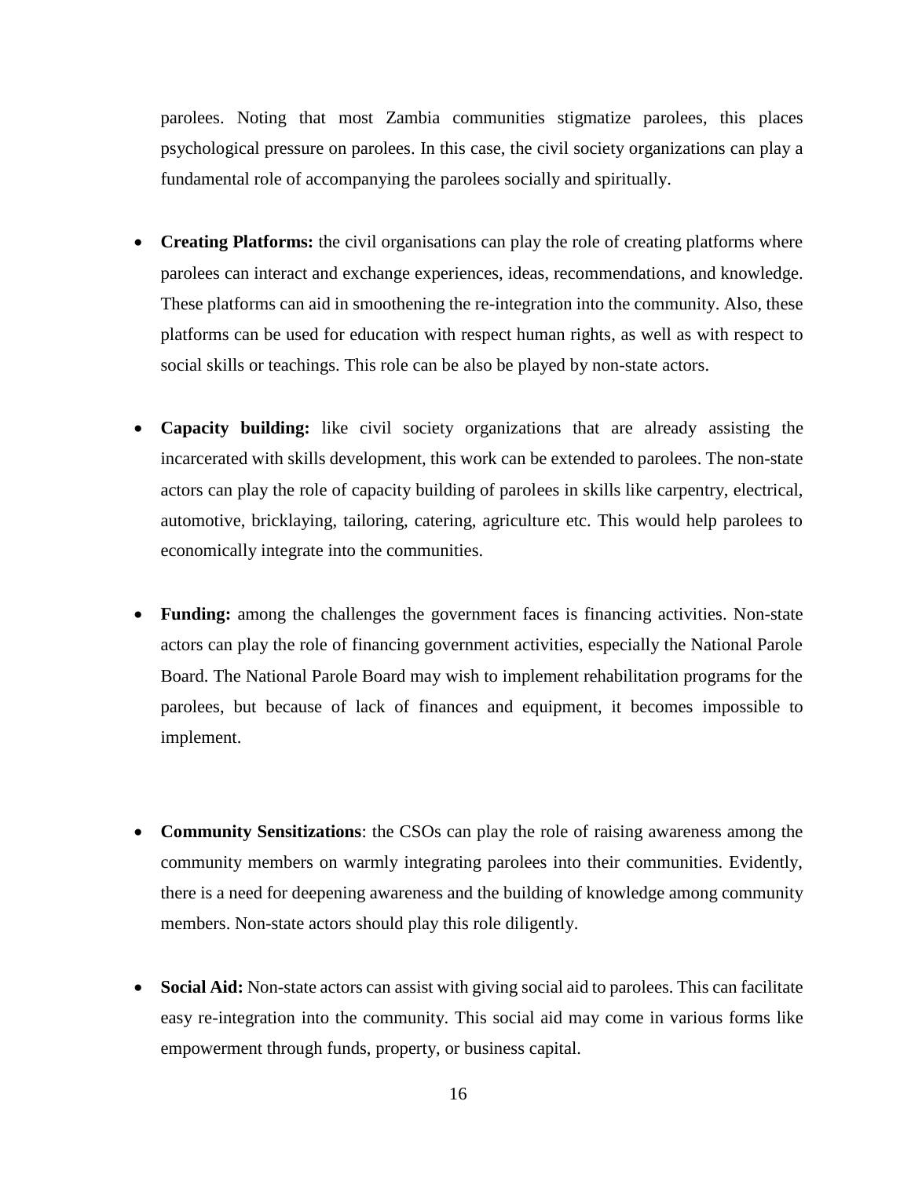parolees. Noting that most Zambia communities stigmatize parolees, this places psychological pressure on parolees. In this case, the civil society organizations can play a fundamental role of accompanying the parolees socially and spiritually.

- **Creating Platforms:** the civil organisations can play the role of creating platforms where parolees can interact and exchange experiences, ideas, recommendations, and knowledge. These platforms can aid in smoothening the re-integration into the community. Also, these platforms can be used for education with respect human rights, as well as with respect to social skills or teachings. This role can be also be played by non-state actors.

- **Capacity building:** like civil society organizations that are already assisting the incarcerated with skills development, this work can be extended to parolees. The non-state actors can play the role of capacity building of parolees in skills like carpentry, electrical, automotive, bricklaying, tailoring, catering, agriculture etc. This would help parolees to economically integrate into the communities.

- **Funding:** among the challenges the government faces is financing activities. Non-state actors can play the role of financing government activities, especially the National Parole Board. The National Parole Board may wish to implement rehabilitation programs for the parolees, but because of lack of finances and equipment, it becomes impossible to implement.

- **Community Sensitizations**: the CSOs can play the role of raising awareness among the community members on warmly integrating parolees into their communities. Evidently, there is a need for deepening awareness and the building of knowledge among community members. Non-state actors should play this role diligently.

- **Social Aid:** Non-state actors can assist with giving social aid to parolees. This can facilitate easy re-integration into the community. This social aid may come in various forms like empowerment through funds, property, or business capital.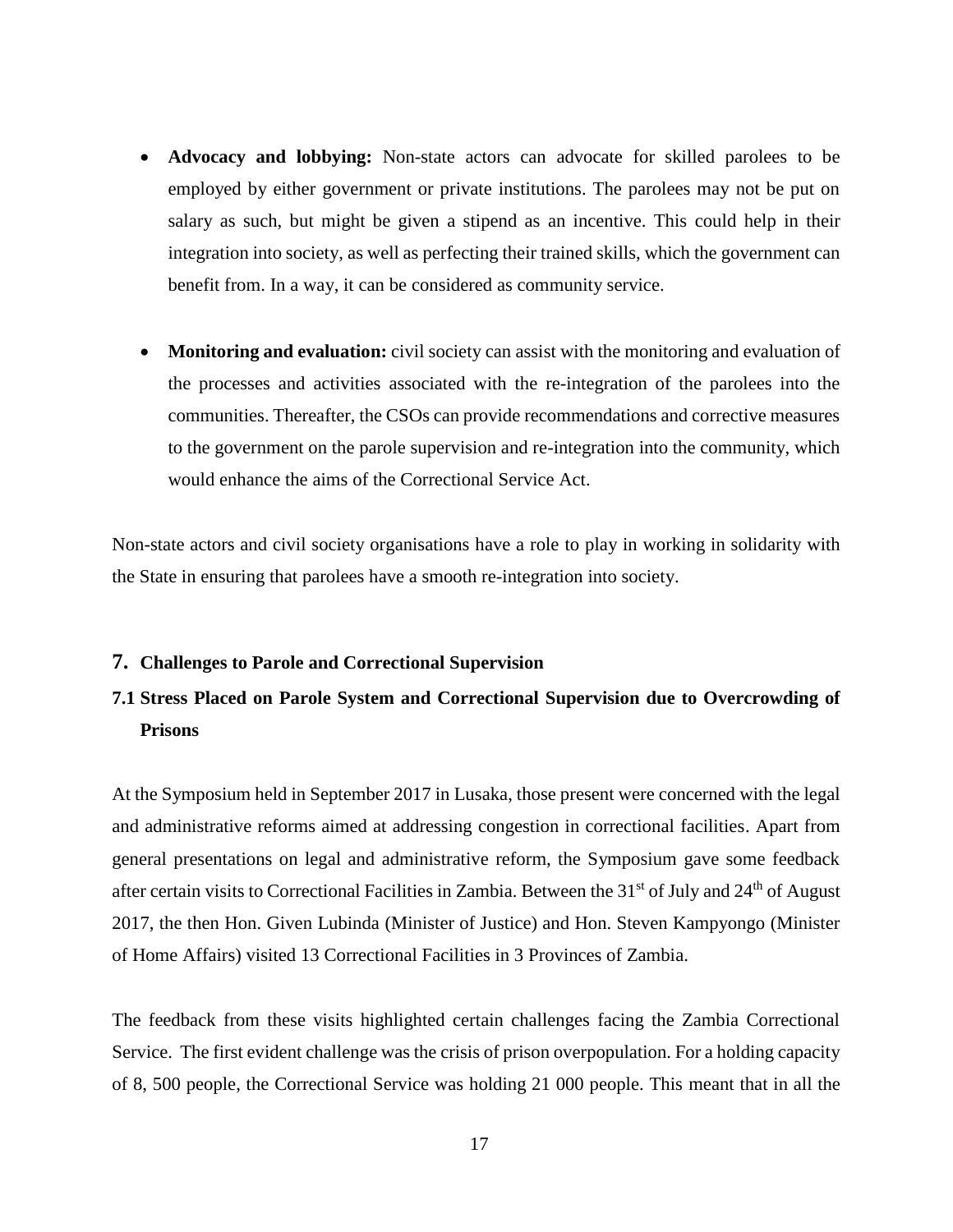- **Advocacy and lobbying:** Non-state actors can advocate for skilled parolees to be employed by either government or private institutions. The parolees may not be put on salary as such, but might be given a stipend as an incentive. This could help in their integration into society, as well as perfecting their trained skills, which the government can benefit from. In a way, it can be considered as community service.

- **Monitoring and evaluation:** civil society can assist with the monitoring and evaluation of the processes and activities associated with the re-integration of the parolees into the communities. Thereafter, the CSOs can provide recommendations and corrective measures to the government on the parole supervision and re-integration into the community, which would enhance the aims of the Correctional Service Act.

Non-state actors and civil society organisations have a role to play in working in solidarity with the State in ensuring that parolees have a smooth re-integration into society.

## 7. Challenges to Parole and Correctional Supervision

### 7.1 Stress Placed on Parole System and Correctional Supervision due to Overcrowding of Prisons

At the Symposium held in September 2017 in Lusaka, those present were concerned with the legal and administrative reforms aimed at addressing congestion in correctional facilities. Apart from general presentations on legal and administrative reform, the Symposium gave some feedback after certain visits to Correctional Facilities in Zambia. Between the 31st of July and 24th of August 2017, the then Hon. Given Lubinda (Minister of Justice) and Hon. Steven Kampyongo (Minister of Home Affairs) visited 13 Correctional Facilities in 3 Provinces of Zambia.

The feedback from these visits highlighted certain challenges facing the Zambia Correctional Service. The first evident challenge was the crisis of prison overpopulation. For a holding capacity of 8, 500 people, the Correctional Service was holding 21 000 people. This meant that in all the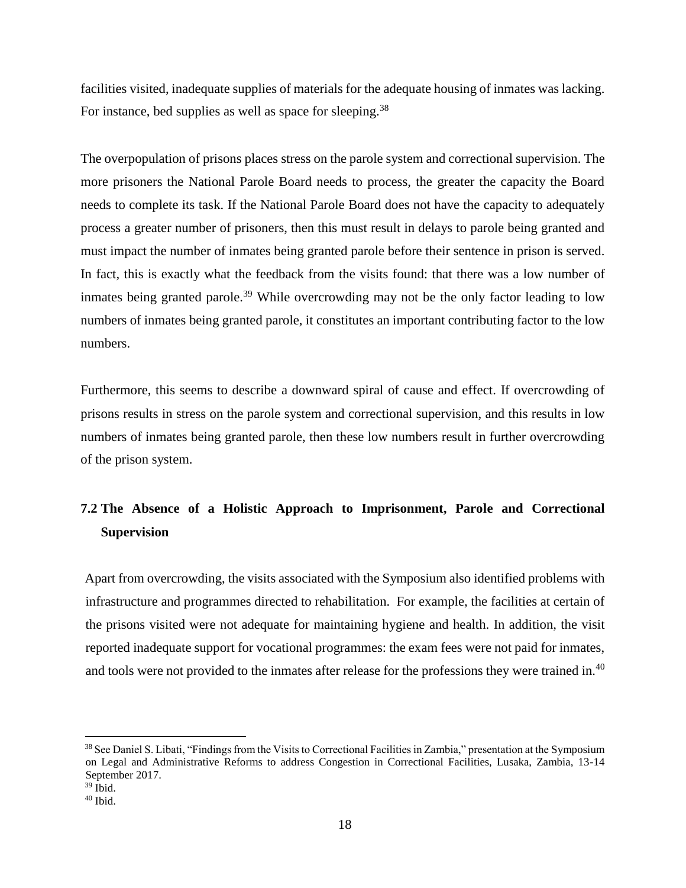facilities visited, inadequate supplies of materials for the adequate housing of inmates was lacking. For instance, bed supplies as well as space for sleeping.[38]

The overpopulation of prisons places stress on the parole system and correctional supervision. The more prisoners the National Parole Board needs to process, the greater the capacity the Board needs to complete its task. If the National Parole Board does not have the capacity to adequately process a greater number of prisoners, then this must result in delays to parole being granted and must impact the number of inmates being granted parole before their sentence in prison is served. In fact, this is exactly what the feedback from the visits found: that there was a low number of inmates being granted parole.[39] While overcrowding may not be the only factor leading to low numbers of inmates being granted parole, it constitutes an important contributing factor to the low numbers.

Furthermore, this seems to describe a downward spiral of cause and effect. If overcrowding of prisons results in stress on the parole system and correctional supervision, and this results in low numbers of inmates being granted parole, then these low numbers result in further overcrowding of the prison system.

## 7.2 The Absence of a Holistic Approach to Imprisonment, Parole and Correctional Supervision

Apart from overcrowding, the visits associated with the Symposium also identified problems with infrastructure and programmes directed to rehabilitation. For example, the facilities at certain of the prisons visited were not adequate for maintaining hygiene and health. In addition, the visit reported inadequate support for vocational programmes: the exam fees were not paid for inmates, and tools were not provided to the inmates after release for the professions they were trained in.[40]

---

[38] See Daniel S. Libati, "Findings from the Visits to Correctional Facilities in Zambia," presentation at the Symposium on Legal and Administrative Reforms to address Congestion in Correctional Facilities, Lusaka, Zambia, 13-14 September 2017.

[39] Ibid.

[40] Ibid.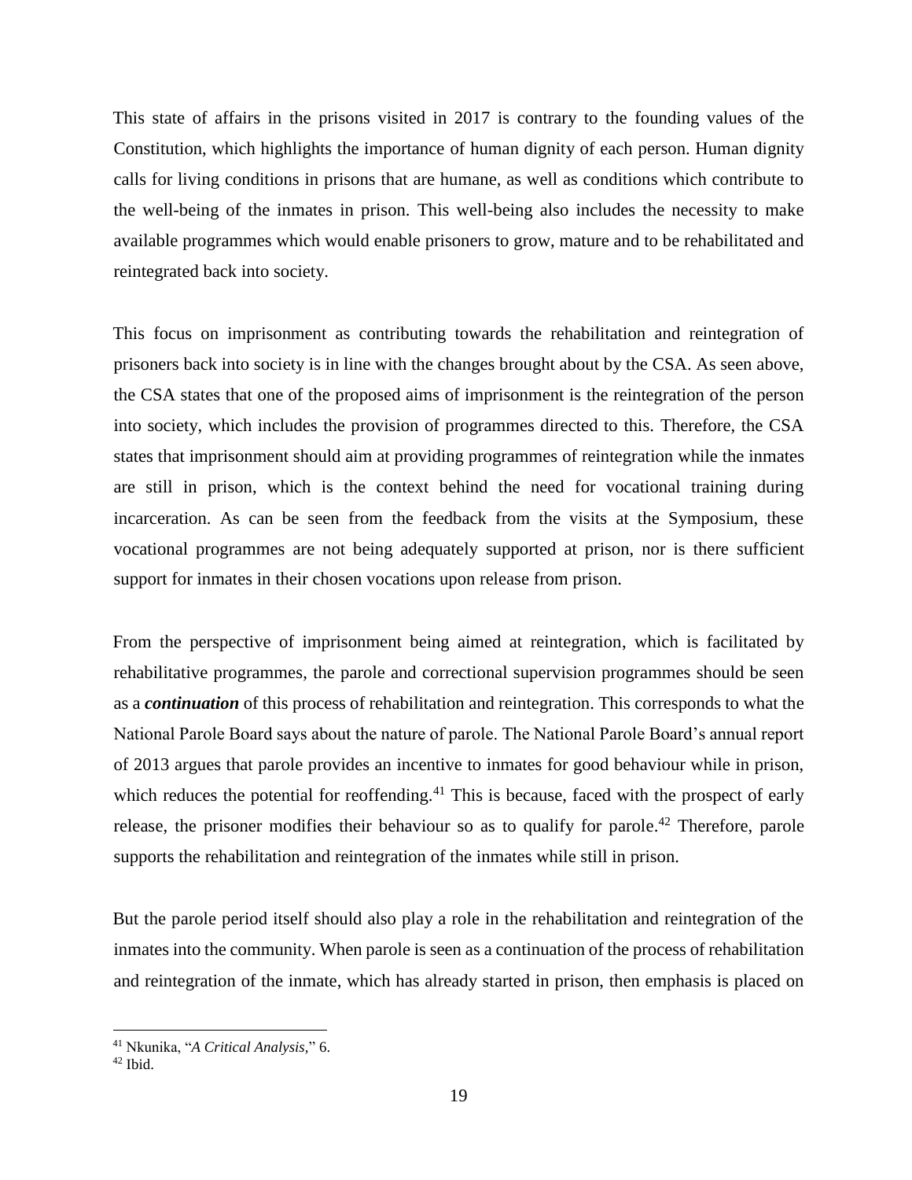This state of affairs in the prisons visited in 2017 is contrary to the founding values of the Constitution, which highlights the importance of human dignity of each person. Human dignity calls for living conditions in prisons that are humane, as well as conditions which contribute to the well-being of the inmates in prison. This well-being also includes the necessity to make available programmes which would enable prisoners to grow, mature and to be rehabilitated and reintegrated back into society.

This focus on imprisonment as contributing towards the rehabilitation and reintegration of prisoners back into society is in line with the changes brought about by the CSA. As seen above, the CSA states that one of the proposed aims of imprisonment is the reintegration of the person into society, which includes the provision of programmes directed to this. Therefore, the CSA states that imprisonment should aim at providing programmes of reintegration while the inmates are still in prison, which is the context behind the need for vocational training during incarceration. As can be seen from the feedback from the visits at the Symposium, these vocational programmes are not being adequately supported at prison, nor is there sufficient support for inmates in their chosen vocations upon release from prison.

From the perspective of imprisonment being aimed at reintegration, which is facilitated by rehabilitative programmes, the parole and correctional supervision programmes should be seen as a ***continuation*** of this process of rehabilitation and reintegration. This corresponds to what the National Parole Board says about the nature of parole. The National Parole Board's annual report of 2013 argues that parole provides an incentive to inmates for good behaviour while in prison, which reduces the potential for reoffending.[41] This is because, faced with the prospect of early release, the prisoner modifies their behaviour so as to qualify for parole.[42] Therefore, parole supports the rehabilitation and reintegration of the inmates while still in prison.

But the parole period itself should also play a role in the rehabilitation and reintegration of the inmates into the community. When parole is seen as a continuation of the process of rehabilitation and reintegration of the inmate, which has already started in prison, then emphasis is placed on

---

[41] Nkunika, "*A Critical Analysis*," 6.

[42] Ibid.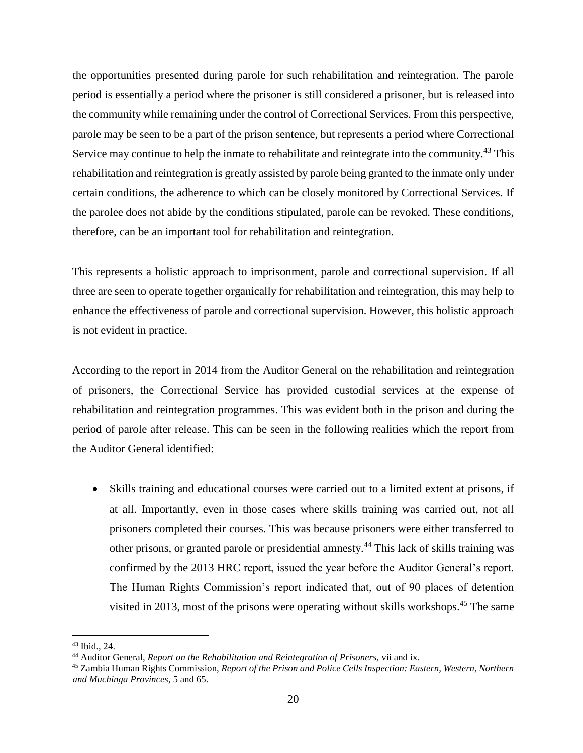the opportunities presented during parole for such rehabilitation and reintegration. The parole period is essentially a period where the prisoner is still considered a prisoner, but is released into the community while remaining under the control of Correctional Services. From this perspective, parole may be seen to be a part of the prison sentence, but represents a period where Correctional Service may continue to help the inmate to rehabilitate and reintegrate into the community.[43] This rehabilitation and reintegration is greatly assisted by parole being granted to the inmate only under certain conditions, the adherence to which can be closely monitored by Correctional Services. If the parolee does not abide by the conditions stipulated, parole can be revoked. These conditions, therefore, can be an important tool for rehabilitation and reintegration.

This represents a holistic approach to imprisonment, parole and correctional supervision. If all three are seen to operate together organically for rehabilitation and reintegration, this may help to enhance the effectiveness of parole and correctional supervision. However, this holistic approach is not evident in practice.

According to the report in 2014 from the Auditor General on the rehabilitation and reintegration of prisoners, the Correctional Service has provided custodial services at the expense of rehabilitation and reintegration programmes. This was evident both in the prison and during the period of parole after release. This can be seen in the following realities which the report from the Auditor General identified:

- Skills training and educational courses were carried out to a limited extent at prisons, if at all. Importantly, even in those cases where skills training was carried out, not all prisoners completed their courses. This was because prisoners were either transferred to other prisons, or granted parole or presidential amnesty.[44] This lack of skills training was confirmed by the 2013 HRC report, issued the year before the Auditor General's report. The Human Rights Commission's report indicated that, out of 90 places of detention visited in 2013, most of the prisons were operating without skills workshops.[45] The same

---

[43] Ibid., 24.

[44] Auditor General, *Report on the Rehabilitation and Reintegration of Prisoners*, vii and ix.

[45] Zambia Human Rights Commission, *Report of the Prison and Police Cells Inspection: Eastern, Western, Northern and Muchinga Provinces*, 5 and 65.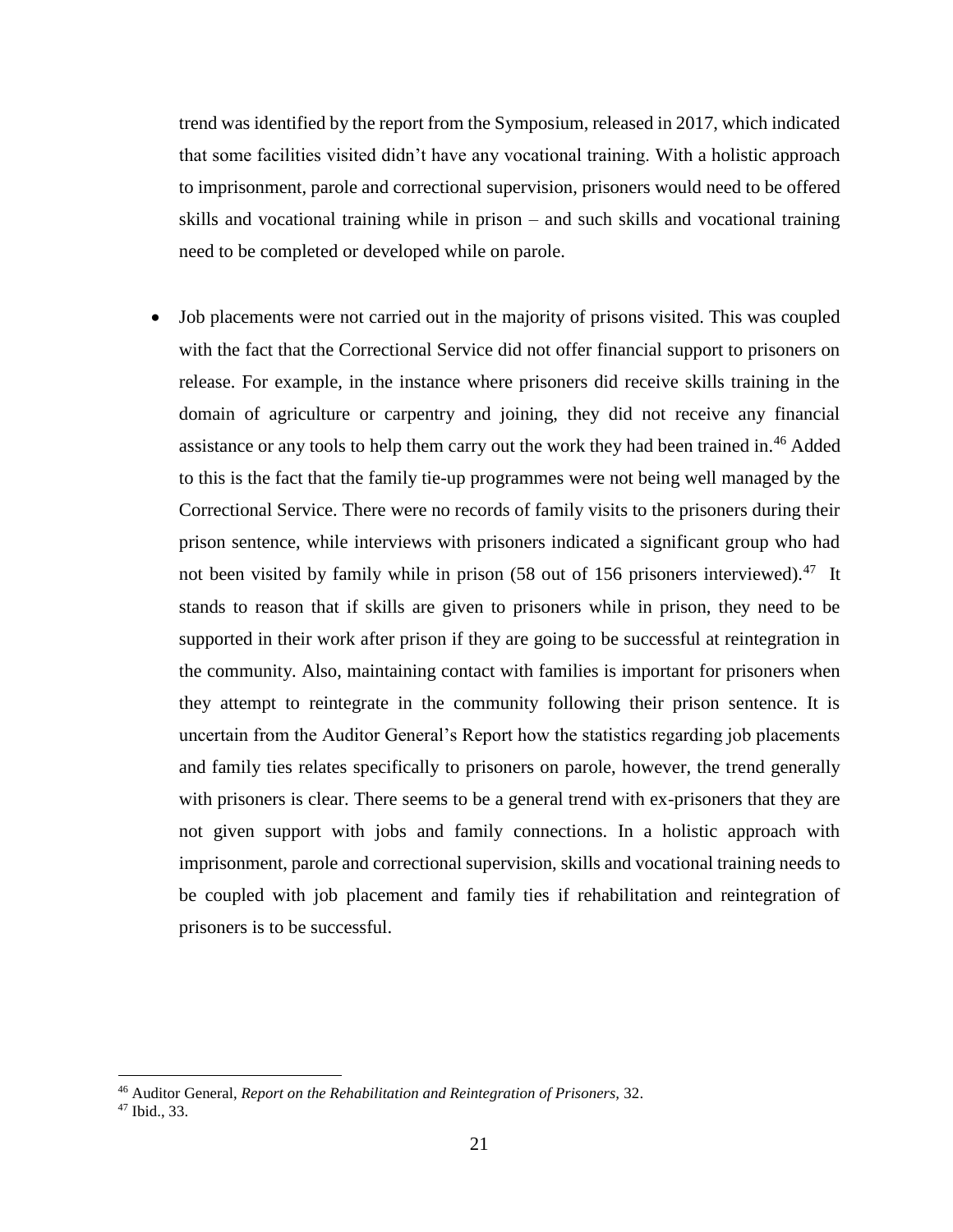trend was identified by the report from the Symposium, released in 2017, which indicated that some facilities visited didn't have any vocational training. With a holistic approach to imprisonment, parole and correctional supervision, prisoners would need to be offered skills and vocational training while in prison – and such skills and vocational training need to be completed or developed while on parole.

- Job placements were not carried out in the majority of prisons visited. This was coupled with the fact that the Correctional Service did not offer financial support to prisoners on release. For example, in the instance where prisoners did receive skills training in the domain of agriculture or carpentry and joining, they did not receive any financial assistance or any tools to help them carry out the work they had been trained in.[46] Added to this is the fact that the family tie-up programmes were not being well managed by the Correctional Service. There were no records of family visits to the prisoners during their prison sentence, while interviews with prisoners indicated a significant group who had not been visited by family while in prison (58 out of 156 prisoners interviewed).[47] It stands to reason that if skills are given to prisoners while in prison, they need to be supported in their work after prison if they are going to be successful at reintegration in the community. Also, maintaining contact with families is important for prisoners when they attempt to reintegrate in the community following their prison sentence. It is uncertain from the Auditor General's Report how the statistics regarding job placements and family ties relates specifically to prisoners on parole, however, the trend generally with prisoners is clear. There seems to be a general trend with ex-prisoners that they are not given support with jobs and family connections. In a holistic approach with imprisonment, parole and correctional supervision, skills and vocational training needs to be coupled with job placement and family ties if rehabilitation and reintegration of prisoners is to be successful.

[46] Auditor General, *Report on the Rehabilitation and Reintegration of Prisoners,* 32.
[47] Ibid., 33.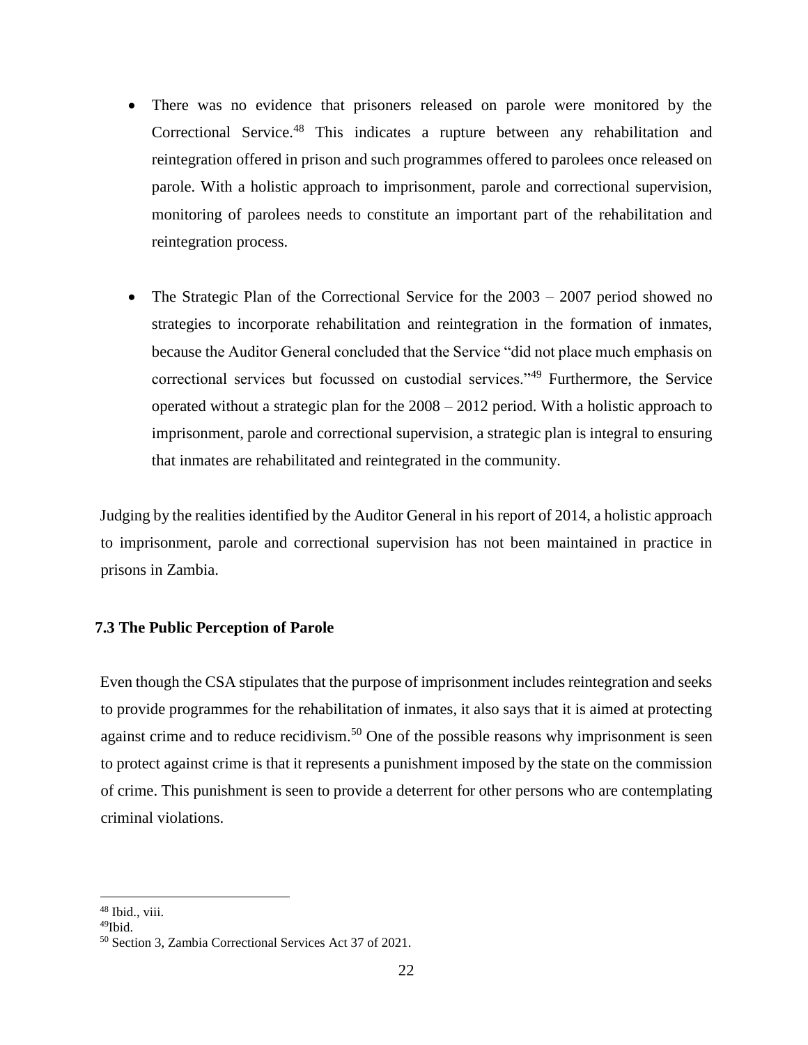- There was no evidence that prisoners released on parole were monitored by the Correctional Service.[48] This indicates a rupture between any rehabilitation and reintegration offered in prison and such programmes offered to parolees once released on parole. With a holistic approach to imprisonment, parole and correctional supervision, monitoring of parolees needs to constitute an important part of the rehabilitation and reintegration process.

- The Strategic Plan of the Correctional Service for the 2003 – 2007 period showed no strategies to incorporate rehabilitation and reintegration in the formation of inmates, because the Auditor General concluded that the Service "did not place much emphasis on correctional services but focussed on custodial services."[49] Furthermore, the Service operated without a strategic plan for the 2008 – 2012 period. With a holistic approach to imprisonment, parole and correctional supervision, a strategic plan is integral to ensuring that inmates are rehabilitated and reintegrated in the community.

Judging by the realities identified by the Auditor General in his report of 2014, a holistic approach to imprisonment, parole and correctional supervision has not been maintained in practice in prisons in Zambia.

### 7.3 The Public Perception of Parole

Even though the CSA stipulates that the purpose of imprisonment includes reintegration and seeks to provide programmes for the rehabilitation of inmates, it also says that it is aimed at protecting against crime and to reduce recidivism.[50] One of the possible reasons why imprisonment is seen to protect against crime is that it represents a punishment imposed by the state on the commission of crime. This punishment is seen to provide a deterrent for other persons who are contemplating criminal violations.

---

[48] Ibid., viii.

[49] Ibid.

[50] Section 3, Zambia Correctional Services Act 37 of 2021.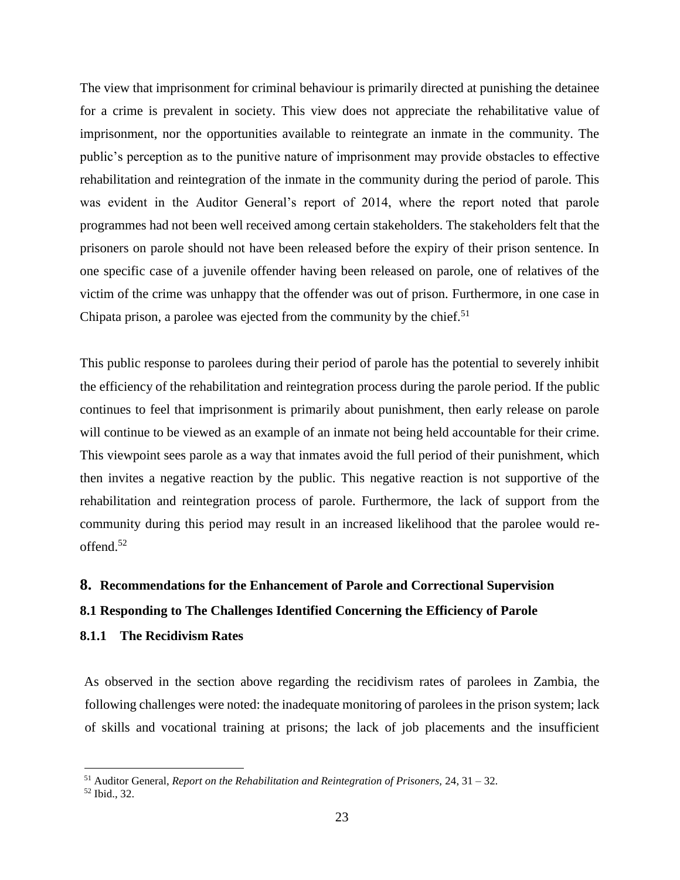The view that imprisonment for criminal behaviour is primarily directed at punishing the detainee for a crime is prevalent in society. This view does not appreciate the rehabilitative value of imprisonment, nor the opportunities available to reintegrate an inmate in the community. The public's perception as to the punitive nature of imprisonment may provide obstacles to effective rehabilitation and reintegration of the inmate in the community during the period of parole. This was evident in the Auditor General's report of 2014, where the report noted that parole programmes had not been well received among certain stakeholders. The stakeholders felt that the prisoners on parole should not have been released before the expiry of their prison sentence. In one specific case of a juvenile offender having been released on parole, one of relatives of the victim of the crime was unhappy that the offender was out of prison. Furthermore, in one case in Chipata prison, a parolee was ejected from the community by the chief.[51]

This public response to parolees during their period of parole has the potential to severely inhibit the efficiency of the rehabilitation and reintegration process during the parole period. If the public continues to feel that imprisonment is primarily about punishment, then early release on parole will continue to be viewed as an example of an inmate not being held accountable for their crime. This viewpoint sees parole as a way that inmates avoid the full period of their punishment, which then invites a negative reaction by the public. This negative reaction is not supportive of the rehabilitation and reintegration process of parole. Furthermore, the lack of support from the community during this period may result in an increased likelihood that the parolee would re-offend.[52]

## 8. Recommendations for the Enhancement of Parole and Correctional Supervision

### 8.1 Responding to The Challenges Identified Concerning the Efficiency of Parole

#### 8.1.1 The Recidivism Rates

As observed in the section above regarding the recidivism rates of parolees in Zambia, the following challenges were noted: the inadequate monitoring of parolees in the prison system; lack of skills and vocational training at prisons; the lack of job placements and the insufficient

---

[51] Auditor General, *Report on the Rehabilitation and Reintegration of Prisoners,* 24, 31 – 32.

[52] Ibid., 32.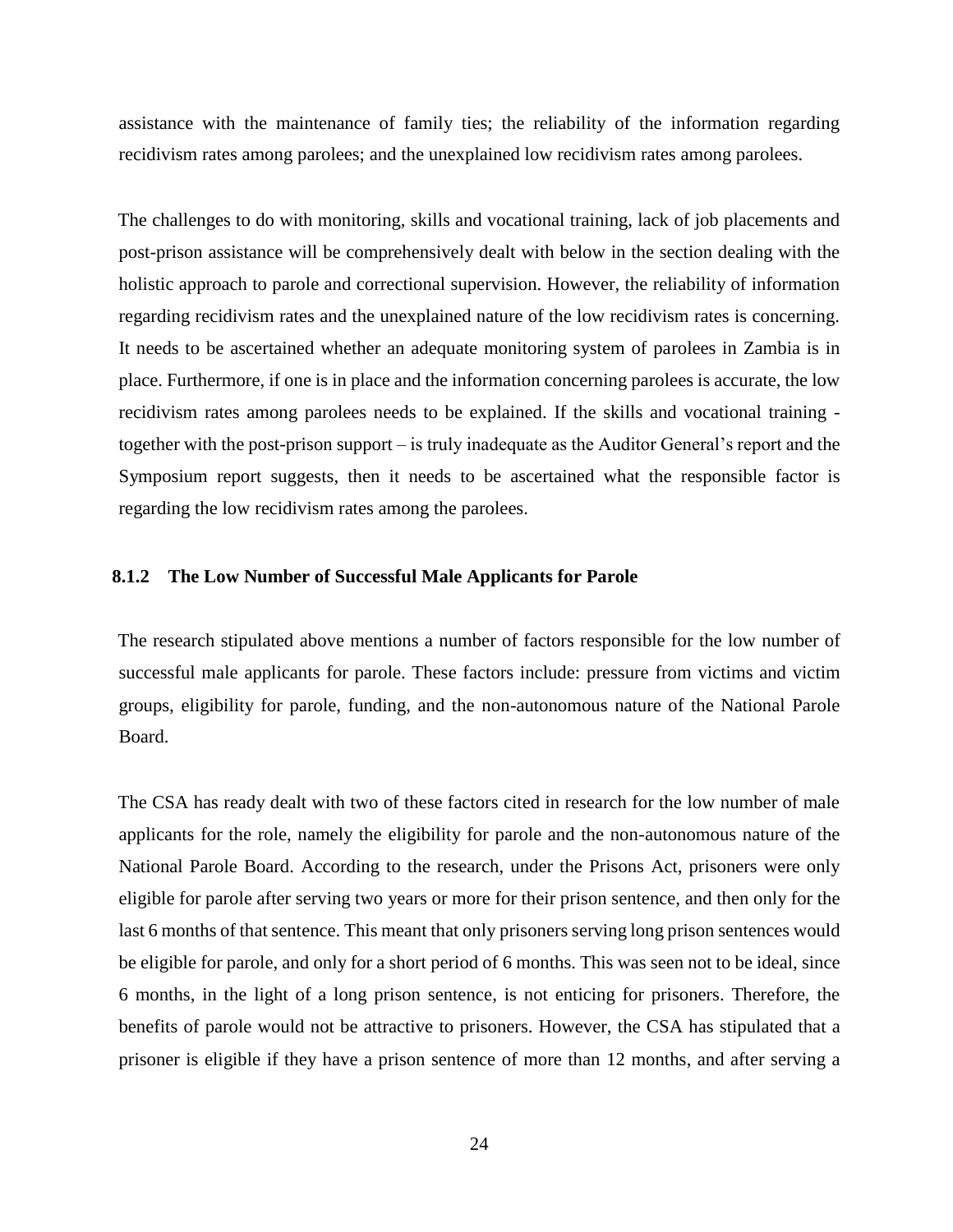assistance with the maintenance of family ties; the reliability of the information regarding recidivism rates among parolees; and the unexplained low recidivism rates among parolees.

The challenges to do with monitoring, skills and vocational training, lack of job placements and post-prison assistance will be comprehensively dealt with below in the section dealing with the holistic approach to parole and correctional supervision. However, the reliability of information regarding recidivism rates and the unexplained nature of the low recidivism rates is concerning. It needs to be ascertained whether an adequate monitoring system of parolees in Zambia is in place. Furthermore, if one is in place and the information concerning parolees is accurate, the low recidivism rates among parolees needs to be explained. If the skills and vocational training - together with the post-prison support – is truly inadequate as the Auditor General's report and the Symposium report suggests, then it needs to be ascertained what the responsible factor is regarding the low recidivism rates among the parolees.

### 8.1.2 The Low Number of Successful Male Applicants for Parole

The research stipulated above mentions a number of factors responsible for the low number of successful male applicants for parole. These factors include: pressure from victims and victim groups, eligibility for parole, funding, and the non-autonomous nature of the National Parole Board.

The CSA has ready dealt with two of these factors cited in research for the low number of male applicants for the role, namely the eligibility for parole and the non-autonomous nature of the National Parole Board. According to the research, under the Prisons Act, prisoners were only eligible for parole after serving two years or more for their prison sentence, and then only for the last 6 months of that sentence. This meant that only prisoners serving long prison sentences would be eligible for parole, and only for a short period of 6 months. This was seen not to be ideal, since 6 months, in the light of a long prison sentence, is not enticing for prisoners. Therefore, the benefits of parole would not be attractive to prisoners. However, the CSA has stipulated that a prisoner is eligible if they have a prison sentence of more than 12 months, and after serving a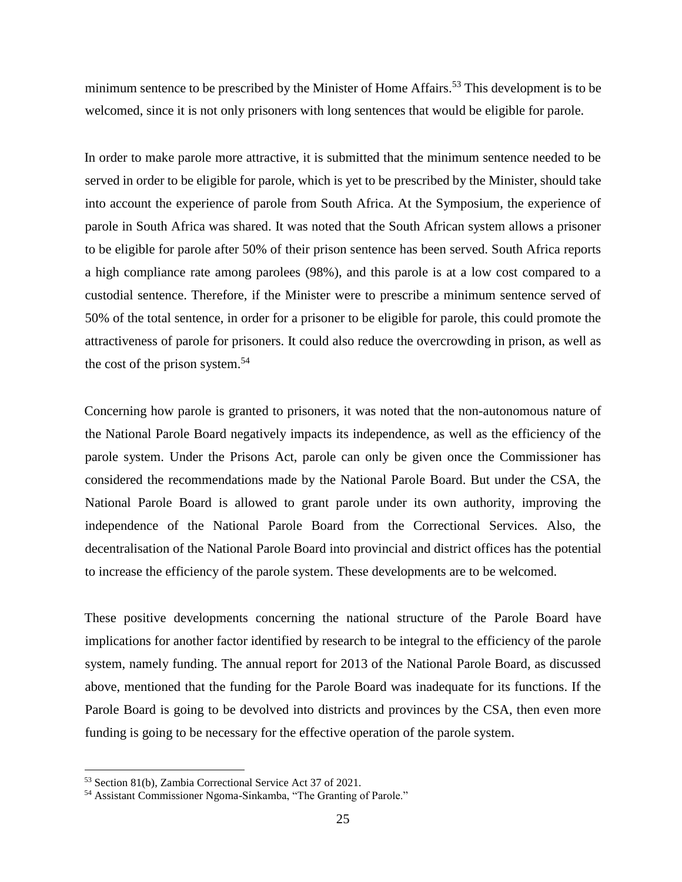minimum sentence to be prescribed by the Minister of Home Affairs.[53] This development is to be welcomed, since it is not only prisoners with long sentences that would be eligible for parole.

In order to make parole more attractive, it is submitted that the minimum sentence needed to be served in order to be eligible for parole, which is yet to be prescribed by the Minister, should take into account the experience of parole from South Africa. At the Symposium, the experience of parole in South Africa was shared. It was noted that the South African system allows a prisoner to be eligible for parole after 50% of their prison sentence has been served. South Africa reports a high compliance rate among parolees (98%), and this parole is at a low cost compared to a custodial sentence. Therefore, if the Minister were to prescribe a minimum sentence served of 50% of the total sentence, in order for a prisoner to be eligible for parole, this could promote the attractiveness of parole for prisoners. It could also reduce the overcrowding in prison, as well as the cost of the prison system.[54]

Concerning how parole is granted to prisoners, it was noted that the non-autonomous nature of the National Parole Board negatively impacts its independence, as well as the efficiency of the parole system. Under the Prisons Act, parole can only be given once the Commissioner has considered the recommendations made by the National Parole Board. But under the CSA, the National Parole Board is allowed to grant parole under its own authority, improving the independence of the National Parole Board from the Correctional Services. Also, the decentralisation of the National Parole Board into provincial and district offices has the potential to increase the efficiency of the parole system. These developments are to be welcomed.

These positive developments concerning the national structure of the Parole Board have implications for another factor identified by research to be integral to the efficiency of the parole system, namely funding. The annual report for 2013 of the National Parole Board, as discussed above, mentioned that the funding for the Parole Board was inadequate for its functions. If the Parole Board is going to be devolved into districts and provinces by the CSA, then even more funding is going to be necessary for the effective operation of the parole system.

---

[53] Section 81(b), Zambia Correctional Service Act 37 of 2021.

[54] Assistant Commissioner Ngoma-Sinkamba, "The Granting of Parole."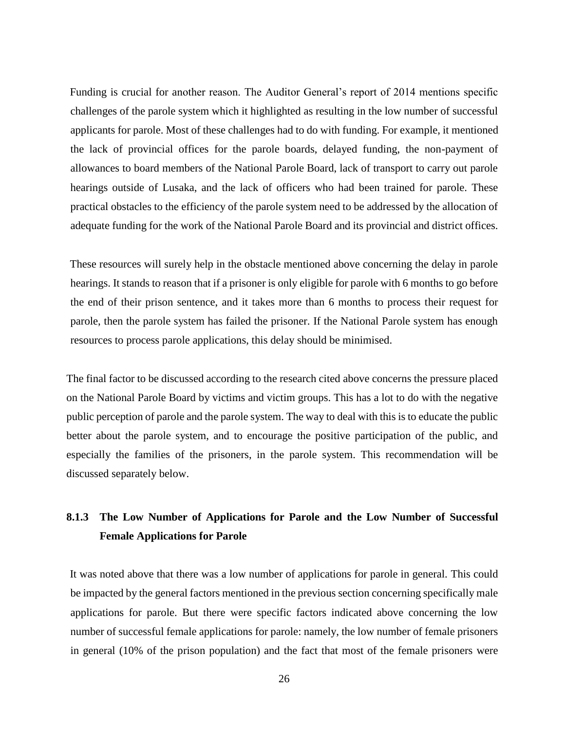Funding is crucial for another reason. The Auditor General's report of 2014 mentions specific challenges of the parole system which it highlighted as resulting in the low number of successful applicants for parole. Most of these challenges had to do with funding. For example, it mentioned the lack of provincial offices for the parole boards, delayed funding, the non-payment of allowances to board members of the National Parole Board, lack of transport to carry out parole hearings outside of Lusaka, and the lack of officers who had been trained for parole. These practical obstacles to the efficiency of the parole system need to be addressed by the allocation of adequate funding for the work of the National Parole Board and its provincial and district offices.

These resources will surely help in the obstacle mentioned above concerning the delay in parole hearings. It stands to reason that if a prisoner is only eligible for parole with 6 months to go before the end of their prison sentence, and it takes more than 6 months to process their request for parole, then the parole system has failed the prisoner. If the National Parole system has enough resources to process parole applications, this delay should be minimised.

The final factor to be discussed according to the research cited above concerns the pressure placed on the National Parole Board by victims and victim groups. This has a lot to do with the negative public perception of parole and the parole system. The way to deal with this is to educate the public better about the parole system, and to encourage the positive participation of the public, and especially the families of the prisoners, in the parole system. This recommendation will be discussed separately below.

### 8.1.3 The Low Number of Applications for Parole and the Low Number of Successful Female Applications for Parole

It was noted above that there was a low number of applications for parole in general. This could be impacted by the general factors mentioned in the previous section concerning specifically male applications for parole. But there were specific factors indicated above concerning the low number of successful female applications for parole: namely, the low number of female prisoners in general (10% of the prison population) and the fact that most of the female prisoners were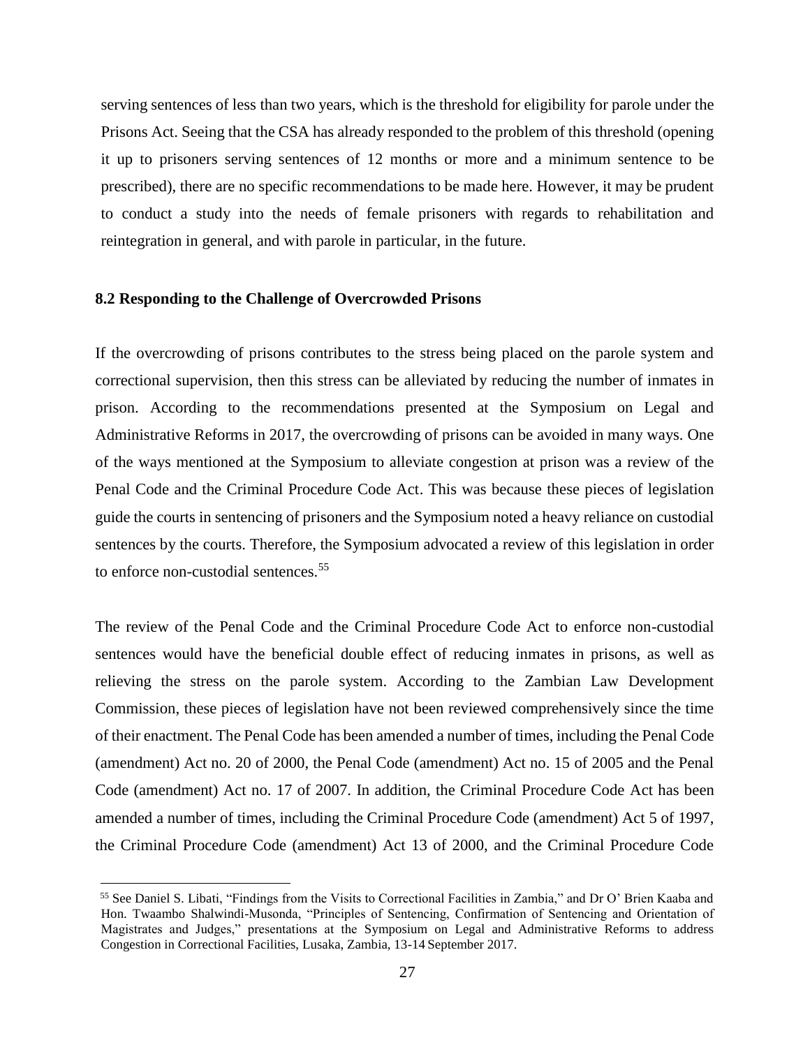serving sentences of less than two years, which is the threshold for eligibility for parole under the Prisons Act. Seeing that the CSA has already responded to the problem of this threshold (opening it up to prisoners serving sentences of 12 months or more and a minimum sentence to be prescribed), there are no specific recommendations to be made here. However, it may be prudent to conduct a study into the needs of female prisoners with regards to rehabilitation and reintegration in general, and with parole in particular, in the future.

### 8.2 Responding to the Challenge of Overcrowded Prisons

If the overcrowding of prisons contributes to the stress being placed on the parole system and correctional supervision, then this stress can be alleviated by reducing the number of inmates in prison. According to the recommendations presented at the Symposium on Legal and Administrative Reforms in 2017, the overcrowding of prisons can be avoided in many ways. One of the ways mentioned at the Symposium to alleviate congestion at prison was a review of the Penal Code and the Criminal Procedure Code Act. This was because these pieces of legislation guide the courts in sentencing of prisoners and the Symposium noted a heavy reliance on custodial sentences by the courts. Therefore, the Symposium advocated a review of this legislation in order to enforce non-custodial sentences.[55]

The review of the Penal Code and the Criminal Procedure Code Act to enforce non-custodial sentences would have the beneficial double effect of reducing inmates in prisons, as well as relieving the stress on the parole system. According to the Zambian Law Development Commission, these pieces of legislation have not been reviewed comprehensively since the time of their enactment. The Penal Code has been amended a number of times, including the Penal Code (amendment) Act no. 20 of 2000, the Penal Code (amendment) Act no. 15 of 2005 and the Penal Code (amendment) Act no. 17 of 2007. In addition, the Criminal Procedure Code Act has been amended a number of times, including the Criminal Procedure Code (amendment) Act 5 of 1997, the Criminal Procedure Code (amendment) Act 13 of 2000, and the Criminal Procedure Code

[55] See Daniel S. Libati, "Findings from the Visits to Correctional Facilities in Zambia," and Dr O' Brien Kaaba and Hon. Twaambo Shalwindi-Musonda, "Principles of Sentencing, Confirmation of Sentencing and Orientation of Magistrates and Judges," presentations at the Symposium on Legal and Administrative Reforms to address Congestion in Correctional Facilities, Lusaka, Zambia, 13-14 September 2017.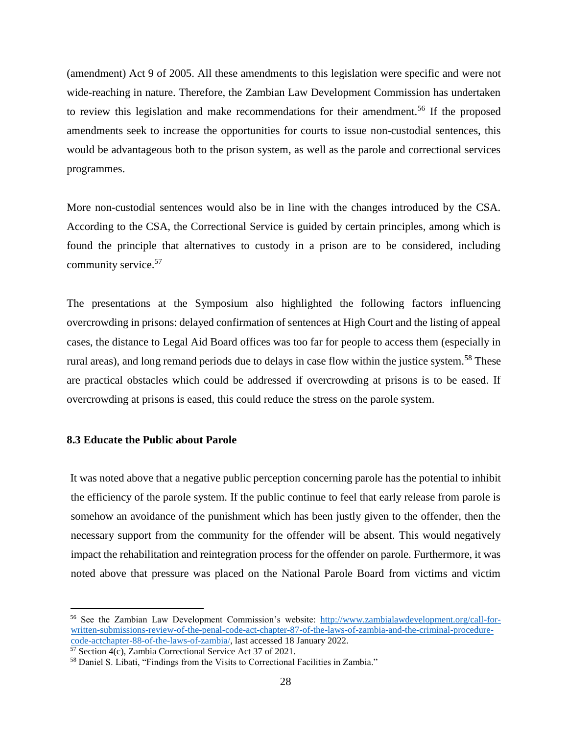(amendment) Act 9 of 2005. All these amendments to this legislation were specific and were not wide-reaching in nature. Therefore, the Zambian Law Development Commission has undertaken to review this legislation and make recommendations for their amendment.[56] If the proposed amendments seek to increase the opportunities for courts to issue non-custodial sentences, this would be advantageous both to the prison system, as well as the parole and correctional services programmes.

More non-custodial sentences would also be in line with the changes introduced by the CSA. According to the CSA, the Correctional Service is guided by certain principles, among which is found the principle that alternatives to custody in a prison are to be considered, including community service.[57]

The presentations at the Symposium also highlighted the following factors influencing overcrowding in prisons: delayed confirmation of sentences at High Court and the listing of appeal cases, the distance to Legal Aid Board offices was too far for people to access them (especially in rural areas), and long remand periods due to delays in case flow within the justice system.[58] These are practical obstacles which could be addressed if overcrowding at prisons is to be eased. If overcrowding at prisons is eased, this could reduce the stress on the parole system.

### 8.3 Educate the Public about Parole

It was noted above that a negative public perception concerning parole has the potential to inhibit the efficiency of the parole system. If the public continue to feel that early release from parole is somehow an avoidance of the punishment which has been justly given to the offender, then the necessary support from the community for the offender will be absent. This would negatively impact the rehabilitation and reintegration process for the offender on parole. Furthermore, it was noted above that pressure was placed on the National Parole Board from victims and victim

---

[56] See the Zambian Law Development Commission's website: http://www.zambialawdevelopment.org/call-for-written-submissions-review-of-the-penal-code-act-chapter-87-of-the-laws-of-zambia-and-the-criminal-procedure-code-actchapter-88-of-the-laws-of-zambia/, last accessed 18 January 2022.

[57] Section 4(c), Zambia Correctional Service Act 37 of 2021.

[58] Daniel S. Libati, "Findings from the Visits to Correctional Facilities in Zambia."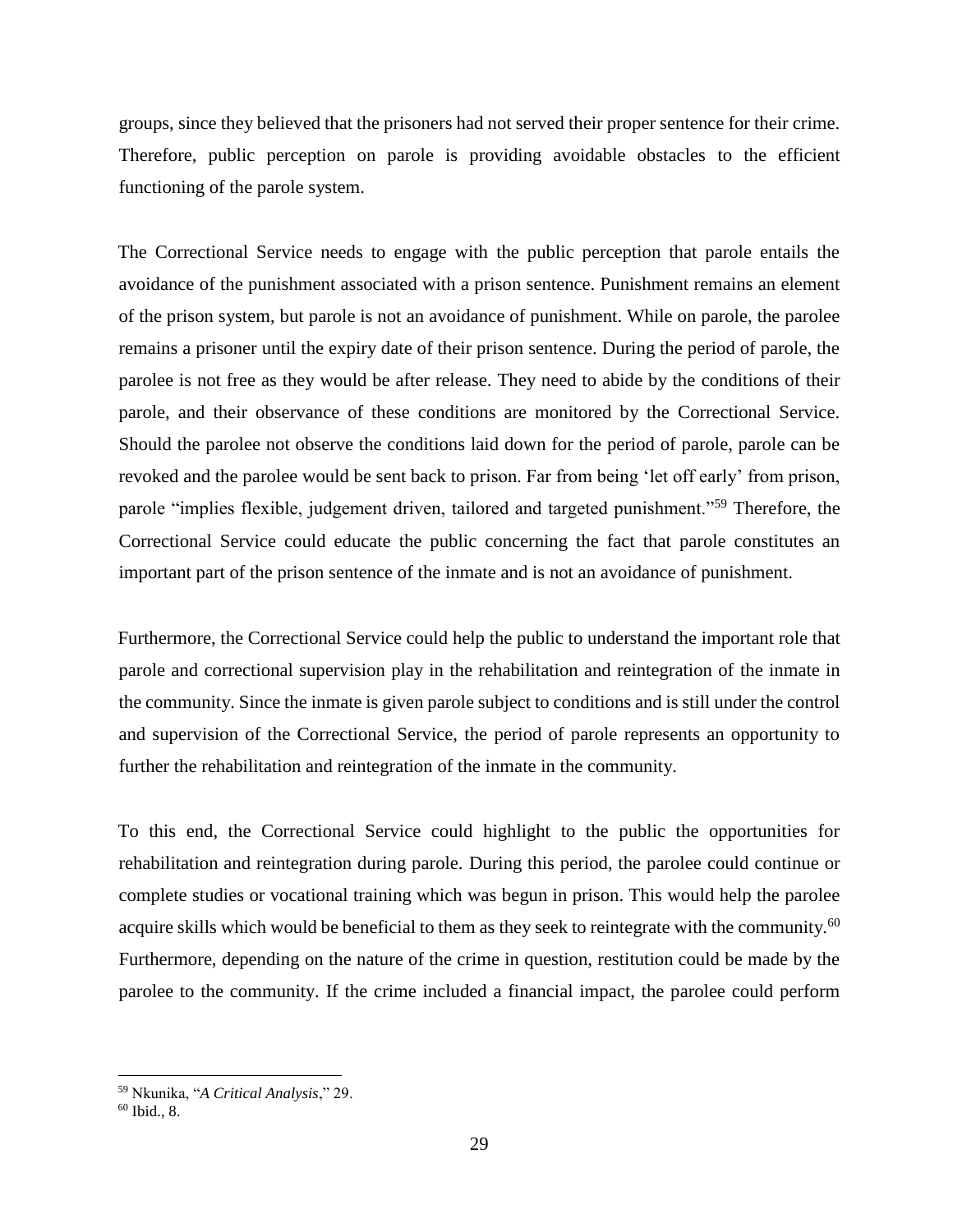groups, since they believed that the prisoners had not served their proper sentence for their crime. Therefore, public perception on parole is providing avoidable obstacles to the efficient functioning of the parole system.

The Correctional Service needs to engage with the public perception that parole entails the avoidance of the punishment associated with a prison sentence. Punishment remains an element of the prison system, but parole is not an avoidance of punishment. While on parole, the parolee remains a prisoner until the expiry date of their prison sentence. During the period of parole, the parolee is not free as they would be after release. They need to abide by the conditions of their parole, and their observance of these conditions are monitored by the Correctional Service. Should the parolee not observe the conditions laid down for the period of parole, parole can be revoked and the parolee would be sent back to prison. Far from being 'let off early' from prison, parole "implies flexible, judgement driven, tailored and targeted punishment."[59] Therefore, the Correctional Service could educate the public concerning the fact that parole constitutes an important part of the prison sentence of the inmate and is not an avoidance of punishment.

Furthermore, the Correctional Service could help the public to understand the important role that parole and correctional supervision play in the rehabilitation and reintegration of the inmate in the community. Since the inmate is given parole subject to conditions and is still under the control and supervision of the Correctional Service, the period of parole represents an opportunity to further the rehabilitation and reintegration of the inmate in the community.

To this end, the Correctional Service could highlight to the public the opportunities for rehabilitation and reintegration during parole. During this period, the parolee could continue or complete studies or vocational training which was begun in prison. This would help the parolee acquire skills which would be beneficial to them as they seek to reintegrate with the community.[60] Furthermore, depending on the nature of the crime in question, restitution could be made by the parolee to the community. If the crime included a financial impact, the parolee could perform

---

[59] Nkunika, "*A Critical Analysis*," 29.

[60] Ibid., 8.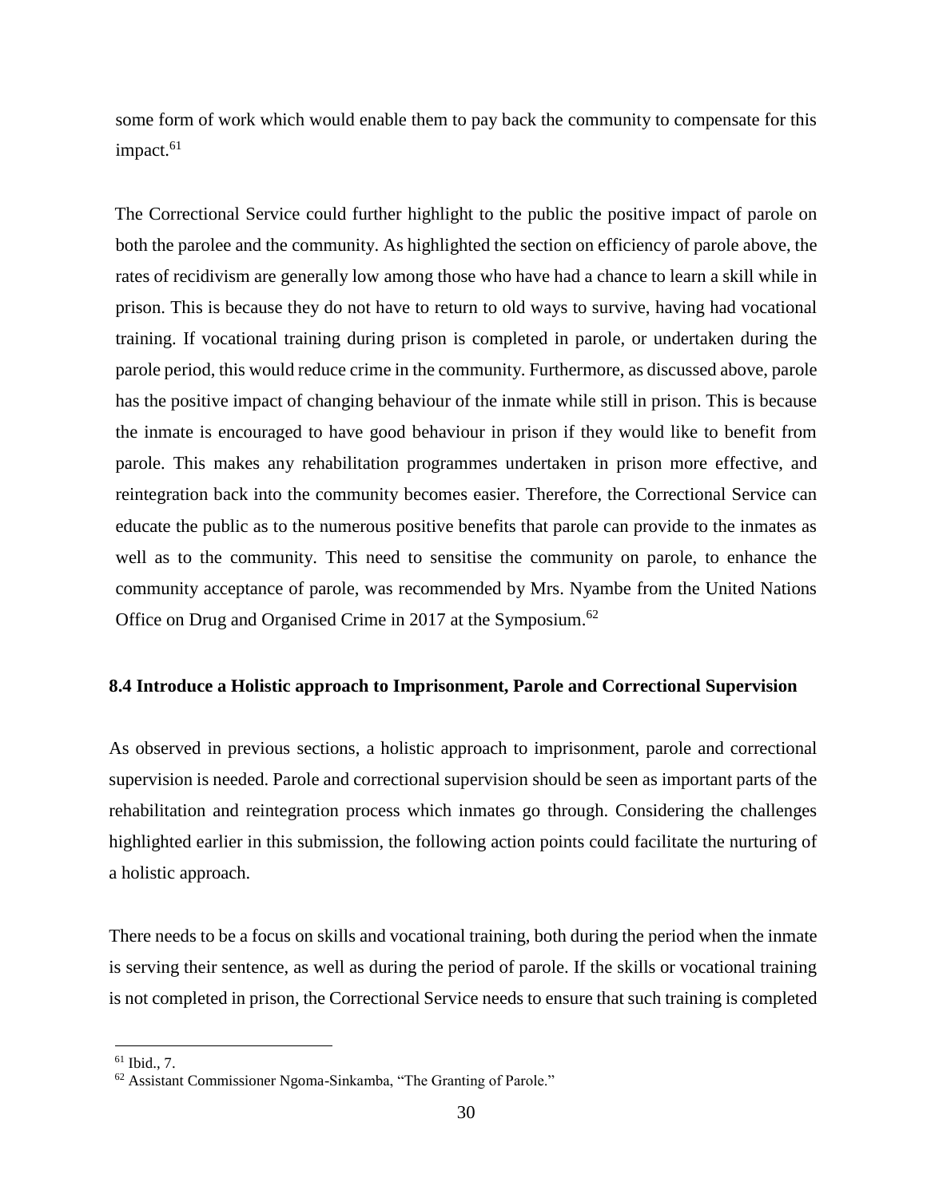some form of work which would enable them to pay back the community to compensate for this impact.[61]

The Correctional Service could further highlight to the public the positive impact of parole on both the parolee and the community. As highlighted the section on efficiency of parole above, the rates of recidivism are generally low among those who have had a chance to learn a skill while in prison. This is because they do not have to return to old ways to survive, having had vocational training. If vocational training during prison is completed in parole, or undertaken during the parole period, this would reduce crime in the community. Furthermore, as discussed above, parole has the positive impact of changing behaviour of the inmate while still in prison. This is because the inmate is encouraged to have good behaviour in prison if they would like to benefit from parole. This makes any rehabilitation programmes undertaken in prison more effective, and reintegration back into the community becomes easier. Therefore, the Correctional Service can educate the public as to the numerous positive benefits that parole can provide to the inmates as well as to the community. This need to sensitise the community on parole, to enhance the community acceptance of parole, was recommended by Mrs. Nyambe from the United Nations Office on Drug and Organised Crime in 2017 at the Symposium.[62]

### 8.4 Introduce a Holistic approach to Imprisonment, Parole and Correctional Supervision

As observed in previous sections, a holistic approach to imprisonment, parole and correctional supervision is needed. Parole and correctional supervision should be seen as important parts of the rehabilitation and reintegration process which inmates go through. Considering the challenges highlighted earlier in this submission, the following action points could facilitate the nurturing of a holistic approach.

There needs to be a focus on skills and vocational training, both during the period when the inmate is serving their sentence, as well as during the period of parole. If the skills or vocational training is not completed in prison, the Correctional Service needs to ensure that such training is completed

---

[61] Ibid., 7.

[62] Assistant Commissioner Ngoma-Sinkamba, "The Granting of Parole."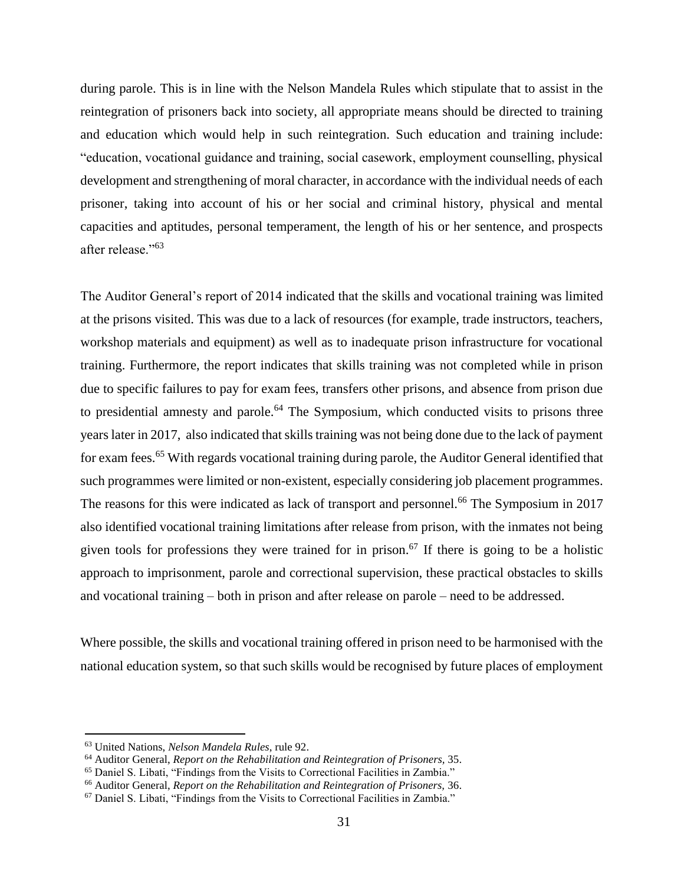during parole. This is in line with the Nelson Mandela Rules which stipulate that to assist in the reintegration of prisoners back into society, all appropriate means should be directed to training and education which would help in such reintegration. Such education and training include: "education, vocational guidance and training, social casework, employment counselling, physical development and strengthening of moral character, in accordance with the individual needs of each prisoner, taking into account of his or her social and criminal history, physical and mental capacities and aptitudes, personal temperament, the length of his or her sentence, and prospects after release."[63]

The Auditor General's report of 2014 indicated that the skills and vocational training was limited at the prisons visited. This was due to a lack of resources (for example, trade instructors, teachers, workshop materials and equipment) as well as to inadequate prison infrastructure for vocational training. Furthermore, the report indicates that skills training was not completed while in prison due to specific failures to pay for exam fees, transfers other prisons, and absence from prison due to presidential amnesty and parole.[64] The Symposium, which conducted visits to prisons three years later in 2017, also indicated that skills training was not being done due to the lack of payment for exam fees.[65] With regards vocational training during parole, the Auditor General identified that such programmes were limited or non-existent, especially considering job placement programmes. The reasons for this were indicated as lack of transport and personnel.[66] The Symposium in 2017 also identified vocational training limitations after release from prison, with the inmates not being given tools for professions they were trained for in prison.[67] If there is going to be a holistic approach to imprisonment, parole and correctional supervision, these practical obstacles to skills and vocational training – both in prison and after release on parole – need to be addressed.

Where possible, the skills and vocational training offered in prison need to be harmonised with the national education system, so that such skills would be recognised by future places of employment

---

[63] United Nations, *Nelson Mandela Rules*, rule 92.

[64] Auditor General, *Report on the Rehabilitation and Reintegration of Prisoners,* 35.

[65] Daniel S. Libati, "Findings from the Visits to Correctional Facilities in Zambia."

[66] Auditor General, *Report on the Rehabilitation and Reintegration of Prisoners,* 36.

[67] Daniel S. Libati, "Findings from the Visits to Correctional Facilities in Zambia."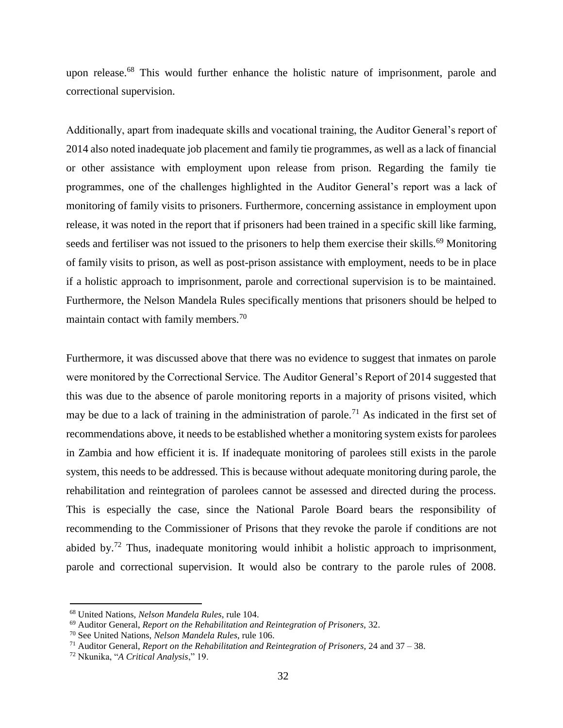upon release.[68] This would further enhance the holistic nature of imprisonment, parole and correctional supervision.

Additionally, apart from inadequate skills and vocational training, the Auditor General's report of 2014 also noted inadequate job placement and family tie programmes, as well as a lack of financial or other assistance with employment upon release from prison. Regarding the family tie programmes, one of the challenges highlighted in the Auditor General's report was a lack of monitoring of family visits to prisoners. Furthermore, concerning assistance in employment upon release, it was noted in the report that if prisoners had been trained in a specific skill like farming, seeds and fertiliser was not issued to the prisoners to help them exercise their skills.[69] Monitoring of family visits to prison, as well as post-prison assistance with employment, needs to be in place if a holistic approach to imprisonment, parole and correctional supervision is to be maintained. Furthermore, the Nelson Mandela Rules specifically mentions that prisoners should be helped to maintain contact with family members.[70]

Furthermore, it was discussed above that there was no evidence to suggest that inmates on parole were monitored by the Correctional Service. The Auditor General's Report of 2014 suggested that this was due to the absence of parole monitoring reports in a majority of prisons visited, which may be due to a lack of training in the administration of parole.[71] As indicated in the first set of recommendations above, it needs to be established whether a monitoring system exists for parolees in Zambia and how efficient it is. If inadequate monitoring of parolees still exists in the parole system, this needs to be addressed. This is because without adequate monitoring during parole, the rehabilitation and reintegration of parolees cannot be assessed and directed during the process. This is especially the case, since the National Parole Board bears the responsibility of recommending to the Commissioner of Prisons that they revoke the parole if conditions are not abided by.[72] Thus, inadequate monitoring would inhibit a holistic approach to imprisonment, parole and correctional supervision. It would also be contrary to the parole rules of 2008.

---

[68] United Nations, *Nelson Mandela Rules*, rule 104.

[69] Auditor General, *Report on the Rehabilitation and Reintegration of Prisoners,* 32.

[70] See United Nations, *Nelson Mandela Rules*, rule 106.

[71] Auditor General, *Report on the Rehabilitation and Reintegration of Prisoners,* 24 and 37 – 38.

[72] Nkunika, "*A Critical Analysis*," 19.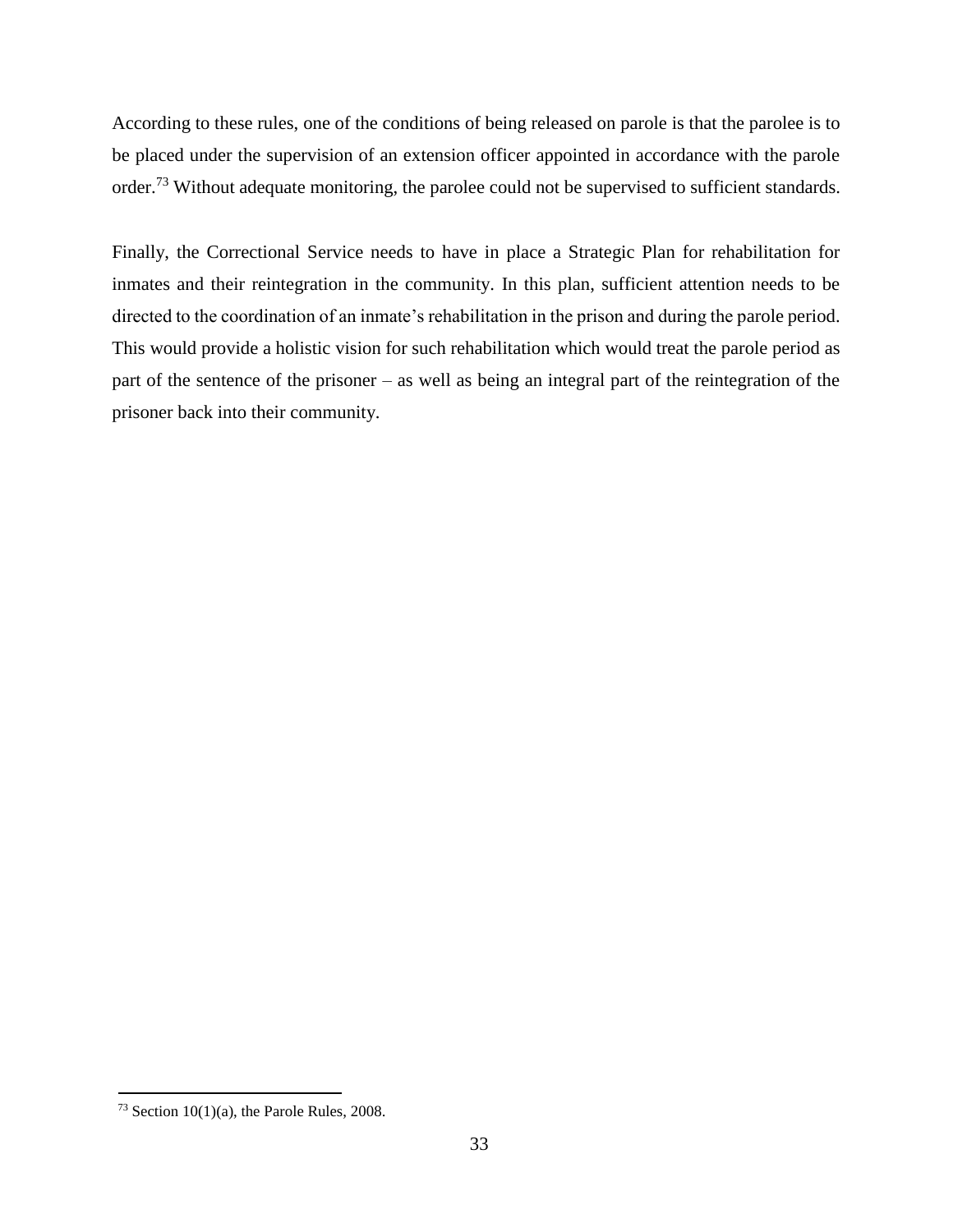According to these rules, one of the conditions of being released on parole is that the parolee is to be placed under the supervision of an extension officer appointed in accordance with the parole order.[73] Without adequate monitoring, the parolee could not be supervised to sufficient standards.

Finally, the Correctional Service needs to have in place a Strategic Plan for rehabilitation for inmates and their reintegration in the community. In this plan, sufficient attention needs to be directed to the coordination of an inmate's rehabilitation in the prison and during the parole period. This would provide a holistic vision for such rehabilitation which would treat the parole period as part of the sentence of the prisoner – as well as being an integral part of the reintegration of the prisoner back into their community.

[73] Section 10(1)(a), the Parole Rules, 2008.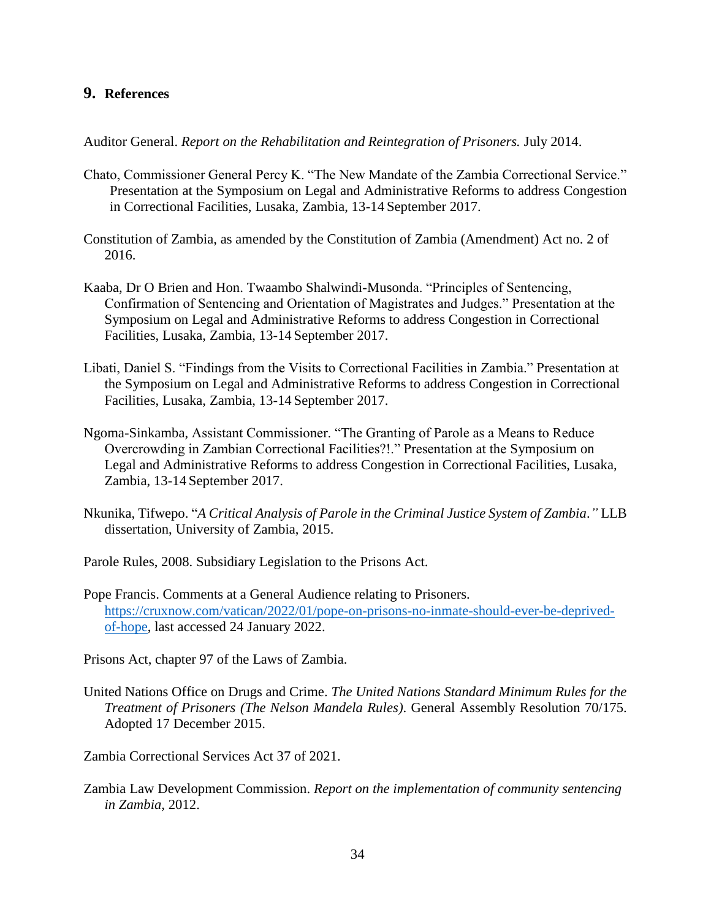## 9. References

Auditor General. *Report on the Rehabilitation and Reintegration of Prisoners.* July 2014.

Chato, Commissioner General Percy K. "The New Mandate of the Zambia Correctional Service." Presentation at the Symposium on Legal and Administrative Reforms to address Congestion in Correctional Facilities, Lusaka, Zambia, 13-14 September 2017.

Constitution of Zambia, as amended by the Constitution of Zambia (Amendment) Act no. 2 of 2016.

Kaaba, Dr O Brien and Hon. Twaambo Shalwindi-Musonda. "Principles of Sentencing, Confirmation of Sentencing and Orientation of Magistrates and Judges." Presentation at the Symposium on Legal and Administrative Reforms to address Congestion in Correctional Facilities, Lusaka, Zambia, 13-14 September 2017.

Libati, Daniel S. "Findings from the Visits to Correctional Facilities in Zambia." Presentation at the Symposium on Legal and Administrative Reforms to address Congestion in Correctional Facilities, Lusaka, Zambia, 13-14 September 2017.

Ngoma-Sinkamba, Assistant Commissioner. "The Granting of Parole as a Means to Reduce Overcrowding in Zambian Correctional Facilities?!." Presentation at the Symposium on Legal and Administrative Reforms to address Congestion in Correctional Facilities, Lusaka, Zambia, 13-14 September 2017.

Nkunika, Tifwepo. "*A Critical Analysis of Parole in the Criminal Justice System of Zambia*.*"* LLB dissertation, University of Zambia, 2015.

Parole Rules, 2008. Subsidiary Legislation to the Prisons Act.

Pope Francis. Comments at a General Audience relating to Prisoners. [https://cruxnow.com/vatican/2022/01/pope-on-prisons-no-inmate-should-ever-be-deprived-of-hope](https://cruxnow.com/vatican/2022/01/pope-on-prisons-no-inmate-should-ever-be-deprived-of-hope), last accessed 24 January 2022.

Prisons Act, chapter 97 of the Laws of Zambia.

United Nations Office on Drugs and Crime. *The United Nations Standard Minimum Rules for the Treatment of Prisoners (The Nelson Mandela Rules).* General Assembly Resolution 70/175. Adopted 17 December 2015.

Zambia Correctional Services Act 37 of 2021.

Zambia Law Development Commission. *Report on the implementation of community sentencing in Zambia*, 2012.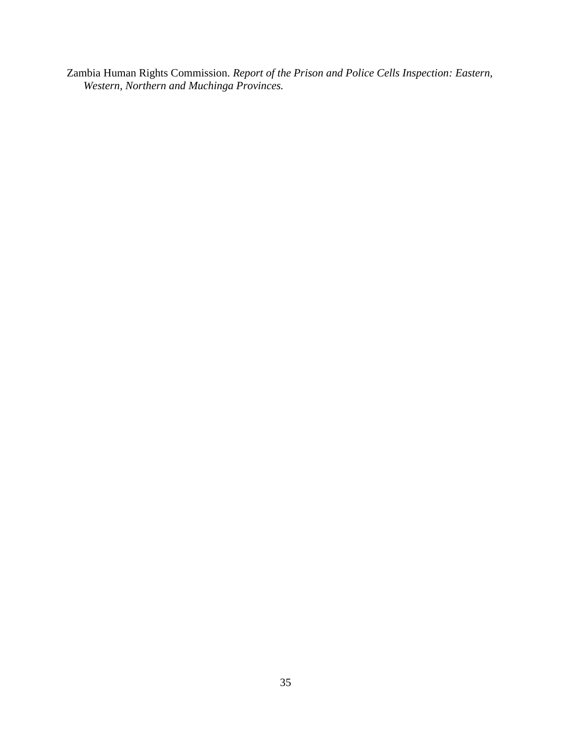Zambia Human Rights Commission. *Report of the Prison and Police Cells Inspection: Eastern, Western, Northern and Muchinga Provinces.*